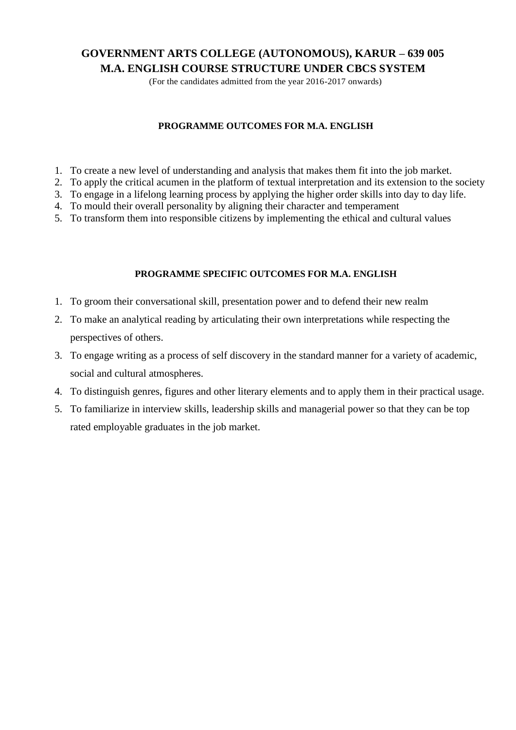# GOVERNMENT ARTS COLLEGE (AUTONOMOUS), KARUR – 639 005
# M.A. ENGLISH COURSE STRUCTURE UNDER CBCS SYSTEM

(For the candidates admitted from the year 2016-2017 onwards)

## PROGRAMME OUTCOMES FOR M.A. ENGLISH

1. To create a new level of understanding and analysis that makes them fit into the job market.
2. To apply the critical acumen in the platform of textual interpretation and its extension to the society
3. To engage in a lifelong learning process by applying the higher order skills into day to day life.
4. To mould their overall personality by aligning their character and temperament
5. To transform them into responsible citizens by implementing the ethical and cultural values

## PROGRAMME SPECIFIC OUTCOMES FOR M.A. ENGLISH

1. To groom their conversational skill, presentation power and to defend their new realm
2. To make an analytical reading by articulating their own interpretations while respecting the perspectives of others.
3. To engage writing as a process of self discovery in the standard manner for a variety of academic, social and cultural atmospheres.
4. To distinguish genres, figures and other literary elements and to apply them in their practical usage.
5. To familiarize in interview skills, leadership skills and managerial power so that they can be top rated employable graduates in the job market.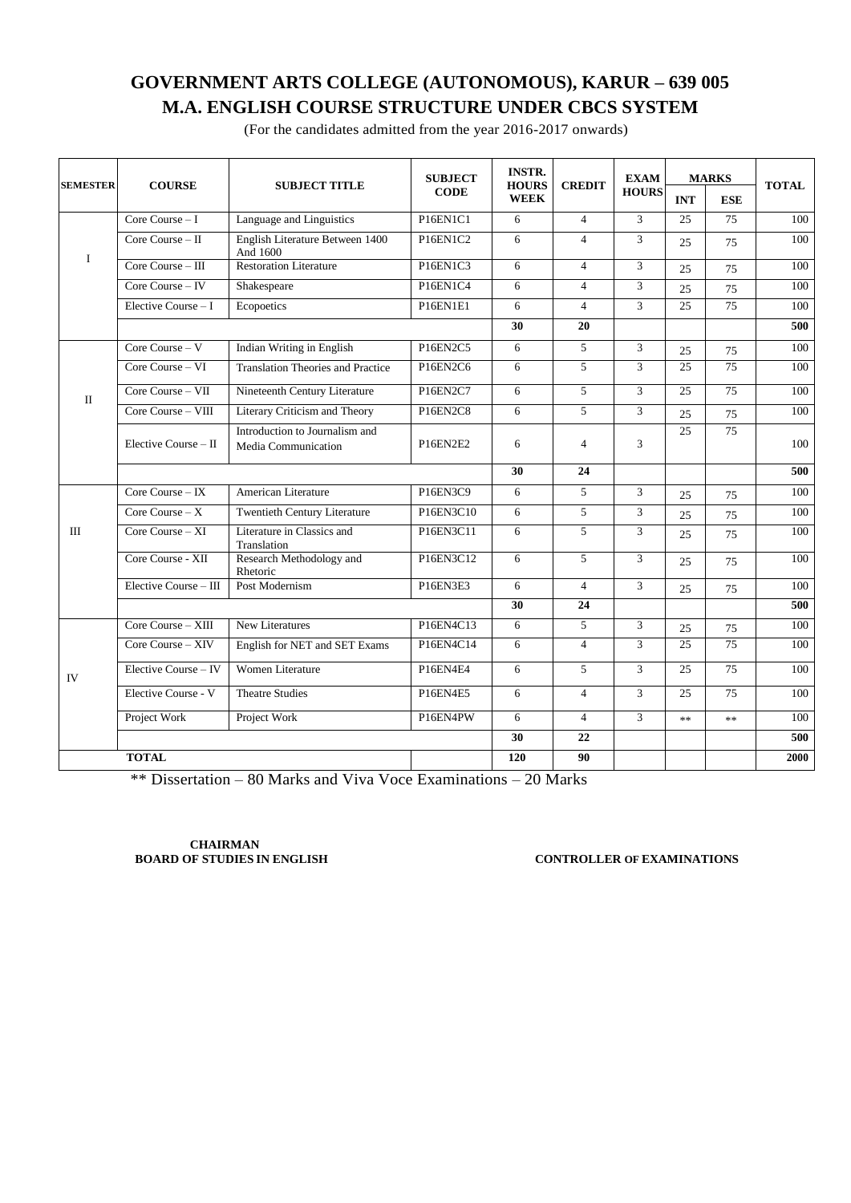# GOVERNMENT ARTS COLLEGE (AUTONOMOUS), KARUR – 639 005
# M.A. ENGLISH COURSE STRUCTURE UNDER CBCS SYSTEM

(For the candidates admitted from the year 2016-2017 onwards)

| SEMESTER | COURSE | SUBJECT TITLE | SUBJECT CODE | INSTR. HOURS WEEK | CREDIT | EXAM HOURS | MARKS | | TOTAL |
|---|---|---|---|---|---|---|---|---|---|
| | | | | | | | INT | ESE | |
| I | Core Course – I | Language and Linguistics | P16EN1C1 | 6 | 4 | 3 | 25 | 75 | 100 |
| | Core Course – II | English Literature Between 1400 And 1600 | P16EN1C2 | 6 | 4 | 3 | 25 | 75 | 100 |
| | Core Course – III | Restoration Literature | P16EN1C3 | 6 | 4 | 3 | 25 | 75 | 100 |
| | Core Course – IV | Shakespeare | P16EN1C4 | 6 | 4 | 3 | 25 | 75 | 100 |
| | Elective Course – I | Ecopoetics | P16EN1E1 | 6 | 4 | 3 | 25 | 75 | 100 |
| | | | | **30** | **20** | | | | **500** |
| II | Core Course – V | Indian Writing in English | P16EN2C5 | 6 | 5 | 3 | 25 | 75 | 100 |
| | Core Course – VI | Translation Theories and Practice | P16EN2C6 | 6 | 5 | 3 | 25 | 75 | 100 |
| | Core Course – VII | Nineteenth Century Literature | P16EN2C7 | 6 | 5 | 3 | 25 | 75 | 100 |
| | Core Course – VIII | Literary Criticism and Theory | P16EN2C8 | 6 | 5 | 3 | 25 | 75 | 100 |
| | Elective Course – II | Introduction to Journalism and Media Communication | P16EN2E2 | 6 | 4 | 3 | 25 | 75 | 100 |
| | | | | **30** | **24** | | | | **500** |
| III | Core Course – IX | American Literature | P16EN3C9 | 6 | 5 | 3 | 25 | 75 | 100 |
| | Core Course – X | Twentieth Century Literature | P16EN3C10 | 6 | 5 | 3 | 25 | 75 | 100 |
| | Core Course – XI | Literature in Classics and Translation | P16EN3C11 | 6 | 5 | 3 | 25 | 75 | 100 |
| | Core Course - XII | Research Methodology and Rhetoric | P16EN3C12 | 6 | 5 | 3 | 25 | 75 | 100 |
| | Elective Course – III | Post Modernism | P16EN3E3 | 6 | 4 | 3 | 25 | 75 | 100 |
| | | | | **30** | **24** | | | | **500** |
| IV | Core Course – XIII | New Literatures | P16EN4C13 | 6 | 5 | 3 | 25 | 75 | 100 |
| | Core Course – XIV | English for NET and SET Exams | P16EN4C14 | 6 | 4 | 3 | 25 | 75 | 100 |
| | Elective Course – IV | Women Literature | P16EN4E4 | 6 | 5 | 3 | 25 | 75 | 100 |
| | Elective Course - V | Theatre Studies | P16EN4E5 | 6 | 4 | 3 | 25 | 75 | 100 |
| | Project Work | Project Work | P16EN4PW | 6 | 4 | 3 | ** | ** | 100 |
| | | | | **30** | **22** | | | | **500** |
| **TOTAL** | | | | **120** | **90** | | | | **2000** |

** Dissertation – 80 Marks and Viva Voce Examinations – 20 Marks

**CHAIRMAN**
**BOARD OF STUDIES IN ENGLISH**

**CONTROLLER OF EXAMINATIONS**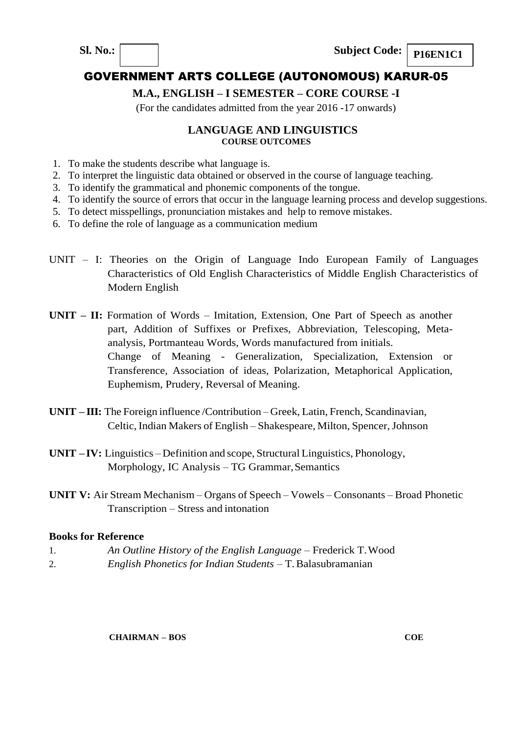**Sl. No.:** | **Subject Code: P16EN1C1**

# GOVERNMENT ARTS COLLEGE (AUTONOMOUS) KARUR-05

**M.A., ENGLISH – I SEMESTER – CORE COURSE -I**

(For the candidates admitted from the year 2016 -17 onwards)

## LANGUAGE AND LINGUISTICS

**COURSE OUTCOMES**

1. To make the students describe what language is.
2. To interpret the linguistic data obtained or observed in the course of language teaching.
3. To identify the grammatical and phonemic components of the tongue.
4. To identify the source of errors that occur in the language learning process and develop suggestions.
5. To detect misspellings, pronunciation mistakes and help to remove mistakes.
6. To define the role of language as a communication medium

UNIT – I: Theories on the Origin of Language Indo European Family of Languages Characteristics of Old English Characteristics of Middle English Characteristics of Modern English

**UNIT – II:** Formation of Words – Imitation, Extension, One Part of Speech as another part, Addition of Suffixes or Prefixes, Abbreviation, Telescoping, Meta-analysis, Portmanteau Words, Words manufactured from initials.
Change of Meaning - Generalization, Specialization, Extension or Transference, Association of ideas, Polarization, Metaphorical Application, Euphemism, Prudery, Reversal of Meaning.

**UNIT – III:** The Foreign influence /Contribution – Greek, Latin, French, Scandinavian, Celtic, Indian Makers of English – Shakespeare, Milton, Spencer, Johnson

**UNIT – IV:** Linguistics – Definition and scope, Structural Linguistics, Phonology, Morphology, IC Analysis – TG Grammar, Semantics

**UNIT V:** Air Stream Mechanism – Organs of Speech – Vowels – Consonants – Broad Phonetic Transcription – Stress and intonation

**Books for Reference**

1. *An Outline History of the English Language* – Frederick T. Wood
2. *English Phonetics for Indian Students* – T. Balasubramanian

**CHAIRMAN – BOS** **COE**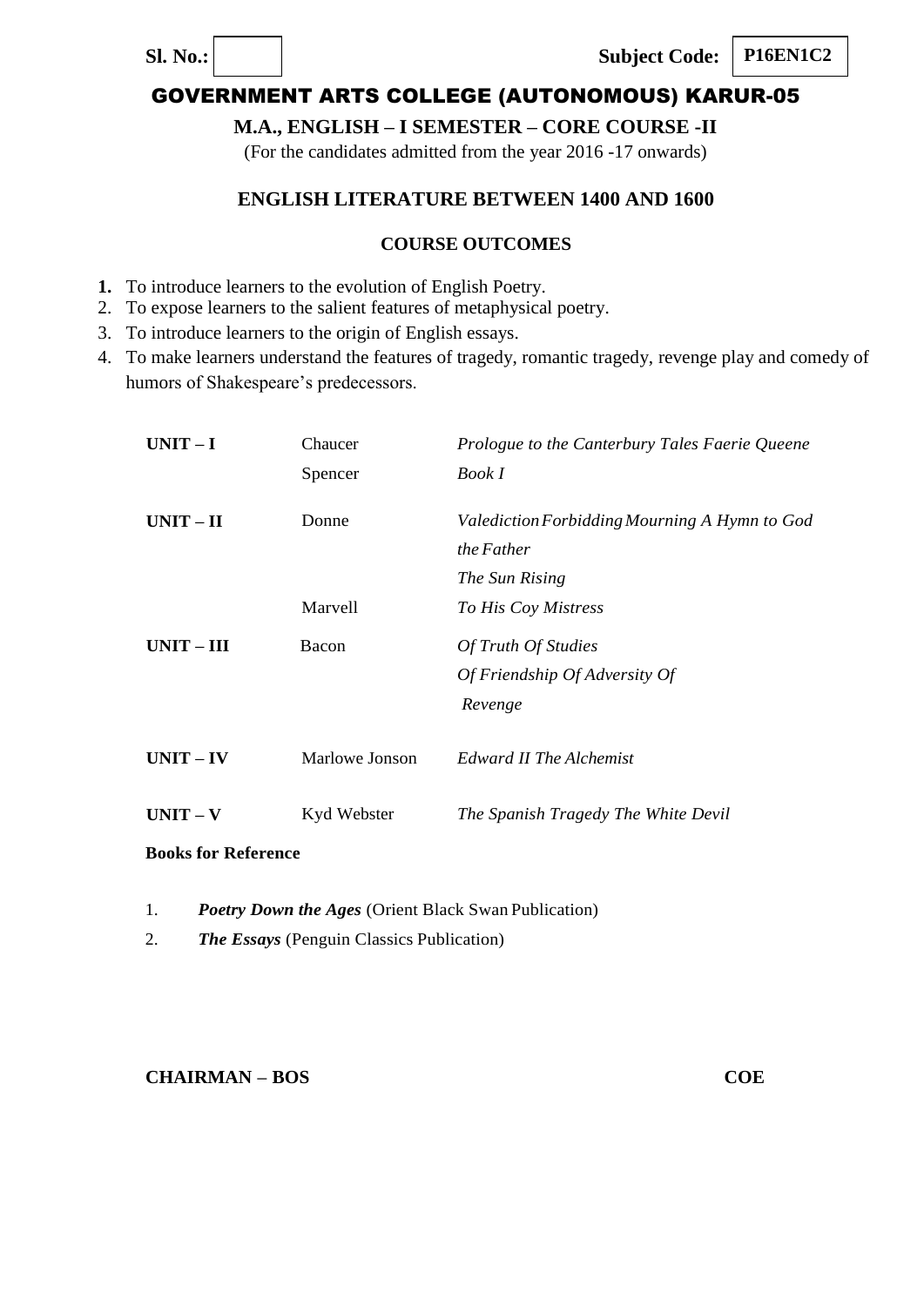**Sl. No.:** | **Subject Code:** **P16EN1C2**

# GOVERNMENT ARTS COLLEGE (AUTONOMOUS) KARUR-05

## M.A., ENGLISH – I SEMESTER – CORE COURSE -II

(For the candidates admitted from the year 2016 -17 onwards)

## ENGLISH LITERATURE BETWEEN 1400 AND 1600

### COURSE OUTCOMES

1. To introduce learners to the evolution of English Poetry.
2. To expose learners to the salient features of metaphysical poetry.
3. To introduce learners to the origin of English essays.
4. To make learners understand the features of tragedy, romantic tragedy, revenge play and comedy of humors of Shakespeare's predecessors.

| | | |
|---|---|---|
| **UNIT – I** | Chaucer<br>Spencer | *Prologue to the Canterbury Tales Faerie Queene Book I* |
| **UNIT – II** | Donne | *Valediction Forbidding Mourning A Hymn to God the Father*<br>*The Sun Rising* |
| | Marvell | *To His Coy Mistress* |
| **UNIT – III** | Bacon | *Of Truth Of Studies*<br>*Of Friendship Of Adversity Of Revenge* |
| **UNIT – IV** | Marlowe Jonson | *Edward II The Alchemist* |
| **UNIT – V** | Kyd Webster | *The Spanish Tragedy The White Devil* |

**Books for Reference**

1. ***Poetry Down the Ages*** (Orient Black Swan Publication)
2. ***The Essays*** (Penguin Classics Publication)

**CHAIRMAN – BOS** **COE**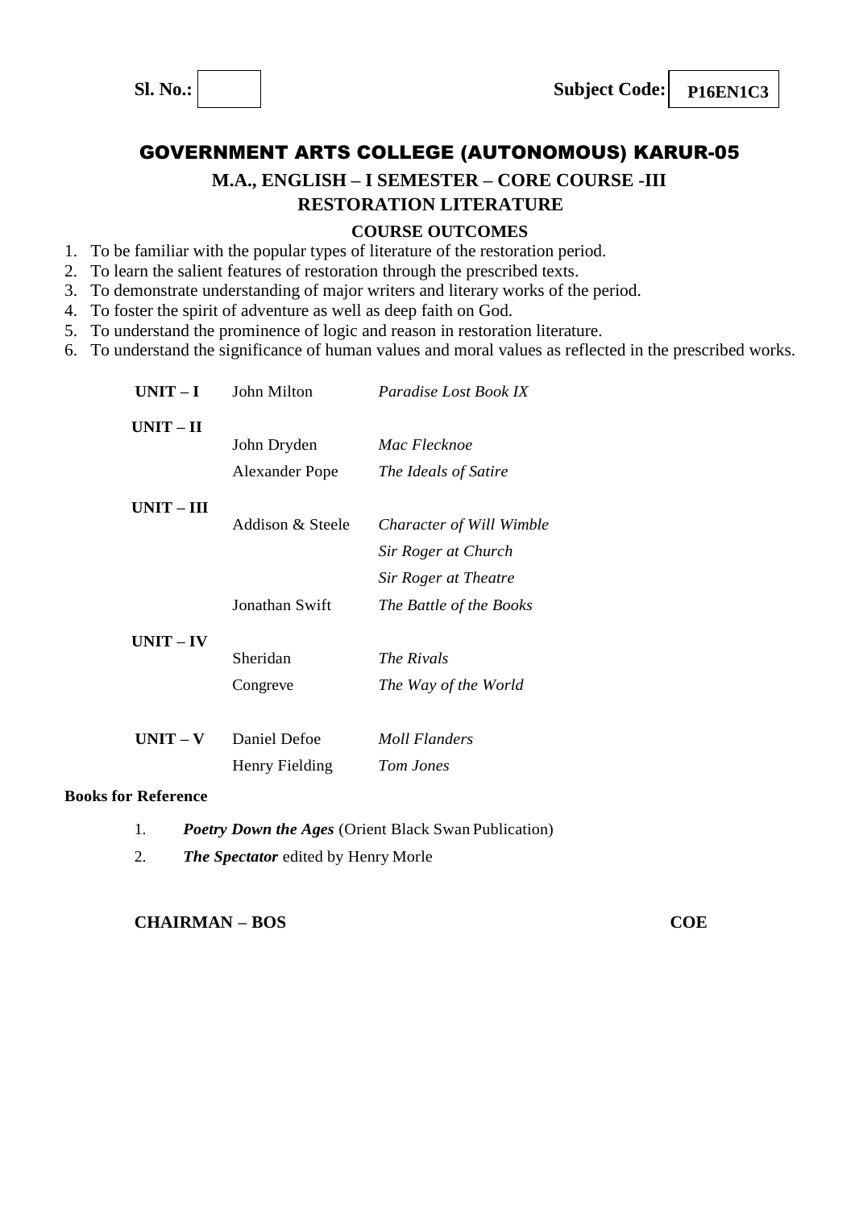**Sl. No.:** | **Subject Code:** **P16EN1C3**

# GOVERNMENT ARTS COLLEGE (AUTONOMOUS) KARUR-05

## M.A., ENGLISH – I SEMESTER – CORE COURSE -III

## RESTORATION LITERATURE

### COURSE OUTCOMES

1. To be familiar with the popular types of literature of the restoration period.
2. To learn the salient features of restoration through the prescribed texts.
3. To demonstrate understanding of major writers and literary works of the period.
4. To foster the spirit of adventure as well as deep faith on God.
5. To understand the prominence of logic and reason in restoration literature.
6. To understand the significance of human values and moral values as reflected in the prescribed works.

| Unit | Author | Work |
|---|---|---|
| **UNIT – I** | John Milton | *Paradise Lost Book IX* |
| **UNIT – II** | John Dryden | *Mac Flecknoe* |
| | Alexander Pope | *The Ideals of Satire* |
| **UNIT – III** | Addison & Steele | *Character of Will Wimble* |
| | | *Sir Roger at Church* |
| | | *Sir Roger at Theatre* |
| | Jonathan Swift | *The Battle of the Books* |
| **UNIT – IV** | Sheridan | *The Rivals* |
| | Congreve | *The Way of the World* |
| **UNIT – V** | Daniel Defoe | *Moll Flanders* |
| | Henry Fielding | *Tom Jones* |

**Books for Reference**

1. ***Poetry Down the Ages*** (Orient Black Swan Publication)
2. ***The Spectator*** edited by Henry Morle

**CHAIRMAN – BOS** **COE**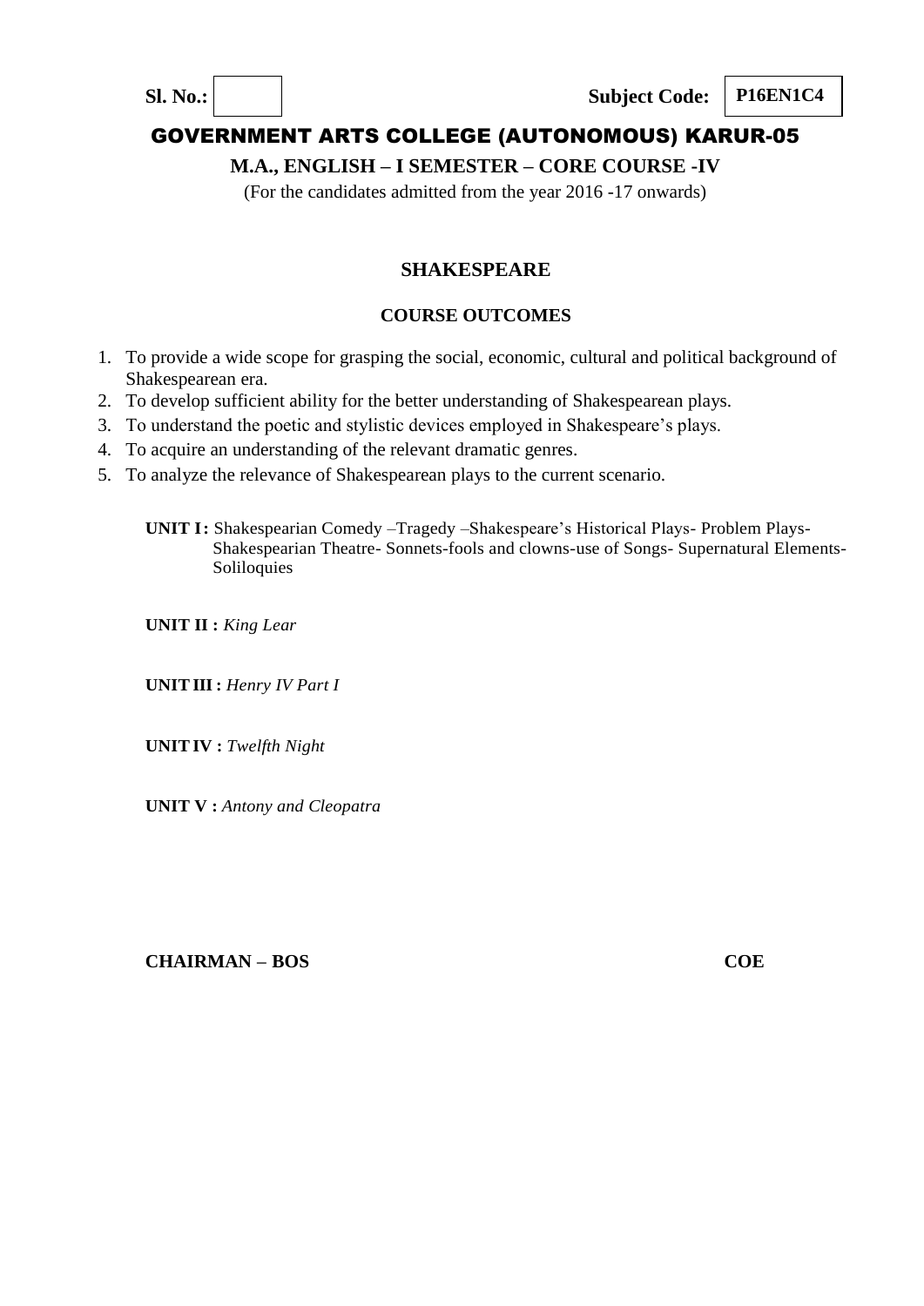**Sl. No.:** | **Subject Code:** **P16EN1C4**

# GOVERNMENT ARTS COLLEGE (AUTONOMOUS) KARUR-05

**M.A., ENGLISH – I SEMESTER – CORE COURSE -IV**

(For the candidates admitted from the year 2016 -17 onwards)

## SHAKESPEARE

### COURSE OUTCOMES

1. To provide a wide scope for grasping the social, economic, cultural and political background of Shakespearean era.
2. To develop sufficient ability for the better understanding of Shakespearean plays.
3. To understand the poetic and stylistic devices employed in Shakespeare's plays.
4. To acquire an understanding of the relevant dramatic genres.
5. To analyze the relevance of Shakespearean plays to the current scenario.

**UNIT I :** Shakespearian Comedy –Tragedy –Shakespeare's Historical Plays- Problem Plays- Shakespearian Theatre- Sonnets-fools and clowns-use of Songs- Supernatural Elements- Soliloquies

**UNIT II :** *King Lear*

**UNIT III :** *Henry IV Part I*

**UNIT IV :** *Twelfth Night*

**UNIT V :** *Antony and Cleopatra*

**CHAIRMAN – BOS** **COE**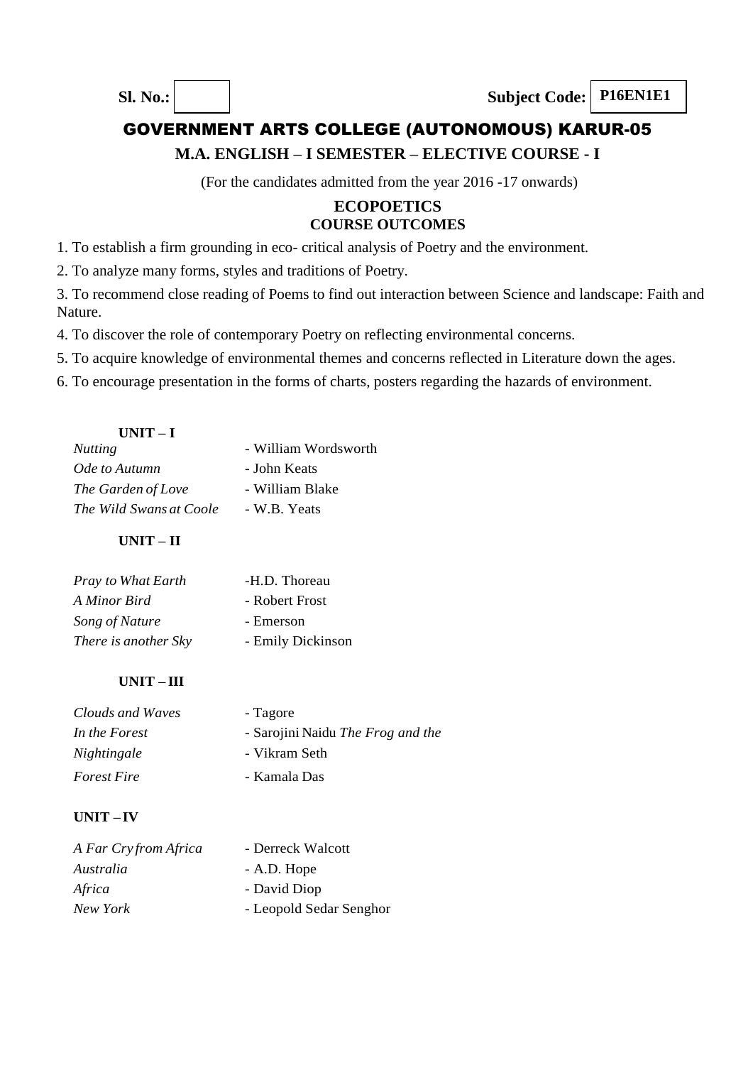Sl. No.: | Subject Code: **P16EN1E1**

# GOVERNMENT ARTS COLLEGE (AUTONOMOUS) KARUR-05

## M.A. ENGLISH – I SEMESTER – ELECTIVE COURSE - I

(For the candidates admitted from the year 2016 -17 onwards)

### ECOPOETICS
### COURSE OUTCOMES

1. To establish a firm grounding in eco- critical analysis of Poetry and the environment.
2. To analyze many forms, styles and traditions of Poetry.
3. To recommend close reading of Poems to find out interaction between Science and landscape: Faith and Nature.
4. To discover the role of contemporary Poetry on reflecting environmental concerns.
5. To acquire knowledge of environmental themes and concerns reflected in Literature down the ages.
6. To encourage presentation in the forms of charts, posters regarding the hazards of environment.

**UNIT – I**

*Nutting* - William Wordsworth
*Ode to Autumn* - John Keats
*The Garden of Love* - William Blake
*The Wild Swans at Coole* - W.B. Yeats

**UNIT – II**

*Pray to What Earth* -H.D. Thoreau
*A Minor Bird* - Robert Frost
*Song of Nature* - Emerson
*There is another Sky* - Emily Dickinson

**UNIT – III**

*Clouds and Waves* - Tagore
*In the Forest* - Sarojini Naidu *The Frog and the*
*Nightingale* - Vikram Seth
*Forest Fire* - Kamala Das

**UNIT – IV**

*A Far Cry from Africa* - Derreck Walcott
*Australia* - A.D. Hope
*Africa* - David Diop
*New York* - Leopold Sedar Senghor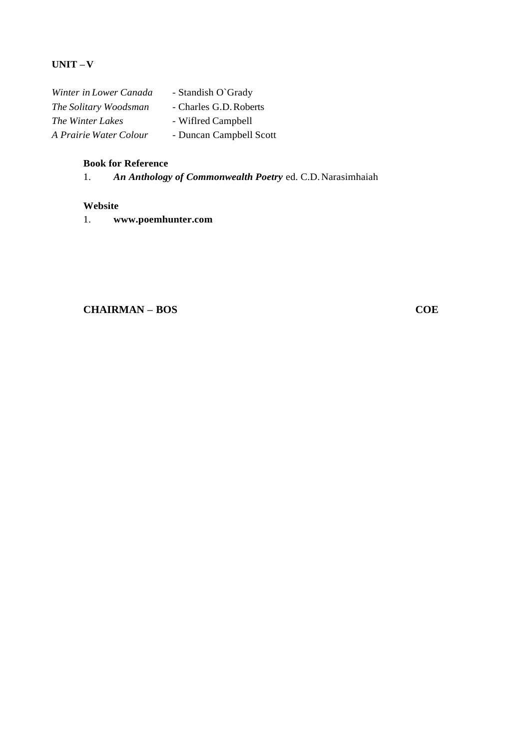**UNIT – V**

*Winter in Lower Canada* - Standish O`Grady
*The Solitary Woodsman* - Charles G.D. Roberts
*The Winter Lakes* - Wiflred Campbell
*A Prairie Water Colour* - Duncan Campbell Scott

**Book for Reference**

1. ***An Anthology of Commonwealth Poetry*** ed. C.D. Narasimhaiah

**Website**

1. **www.poemhunter.com**

**CHAIRMAN – BOS** **COE**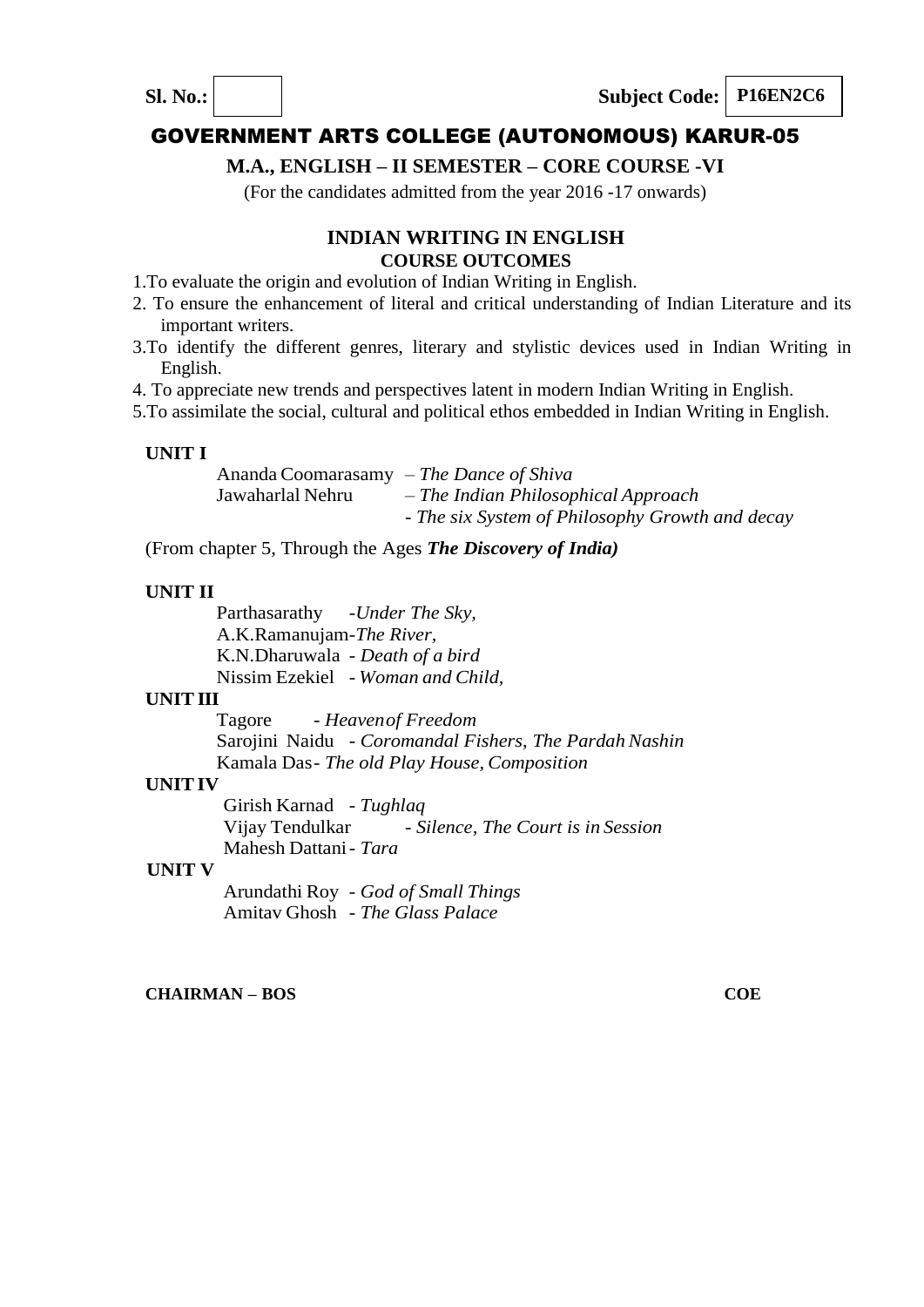**Sl. No.:** | | **Subject Code:** **P16EN2C6**

# GOVERNMENT ARTS COLLEGE (AUTONOMOUS) KARUR-05

## M.A., ENGLISH – II SEMESTER – CORE COURSE -VI

(For the candidates admitted from the year 2016 -17 onwards)

### INDIAN WRITING IN ENGLISH

### COURSE OUTCOMES

1. To evaluate the origin and evolution of Indian Writing in English.
2. To ensure the enhancement of literal and critical understanding of Indian Literature and its important writers.
3. To identify the different genres, literary and stylistic devices used in Indian Writing in English.
4. To appreciate new trends and perspectives latent in modern Indian Writing in English.
5. To assimilate the social, cultural and political ethos embedded in Indian Writing in English.

**UNIT I**

Ananda Coomarasamy – *The Dance of Shiva*
Jawaharlal Nehru – *The Indian Philosophical Approach*
- *The six System of Philosophy Growth and decay*

(From chapter 5, Through the Ages ***The Discovery of India)***

**UNIT II**

Parthasarathy -*Under The Sky,*
A.K.Ramanujam-*The River,*
K.N.Dharuwala - *Death of a bird*
Nissim Ezekiel - *Woman and Child,*

**UNIT III**

Tagore - *Heaven of Freedom*
Sarojini Naidu - *Coromandal Fishers, The Pardah Nashin*
Kamala Das- *The old Play House, Composition*

**UNIT IV**

Girish Karnad - *Tughlaq*
Vijay Tendulkar - *Silence, The Court is in Session*
Mahesh Dattani- *Tara*

**UNIT V**

Arundathi Roy - *God of Small Things*
Amitav Ghosh - *The Glass Palace*

**CHAIRMAN – BOS** **COE**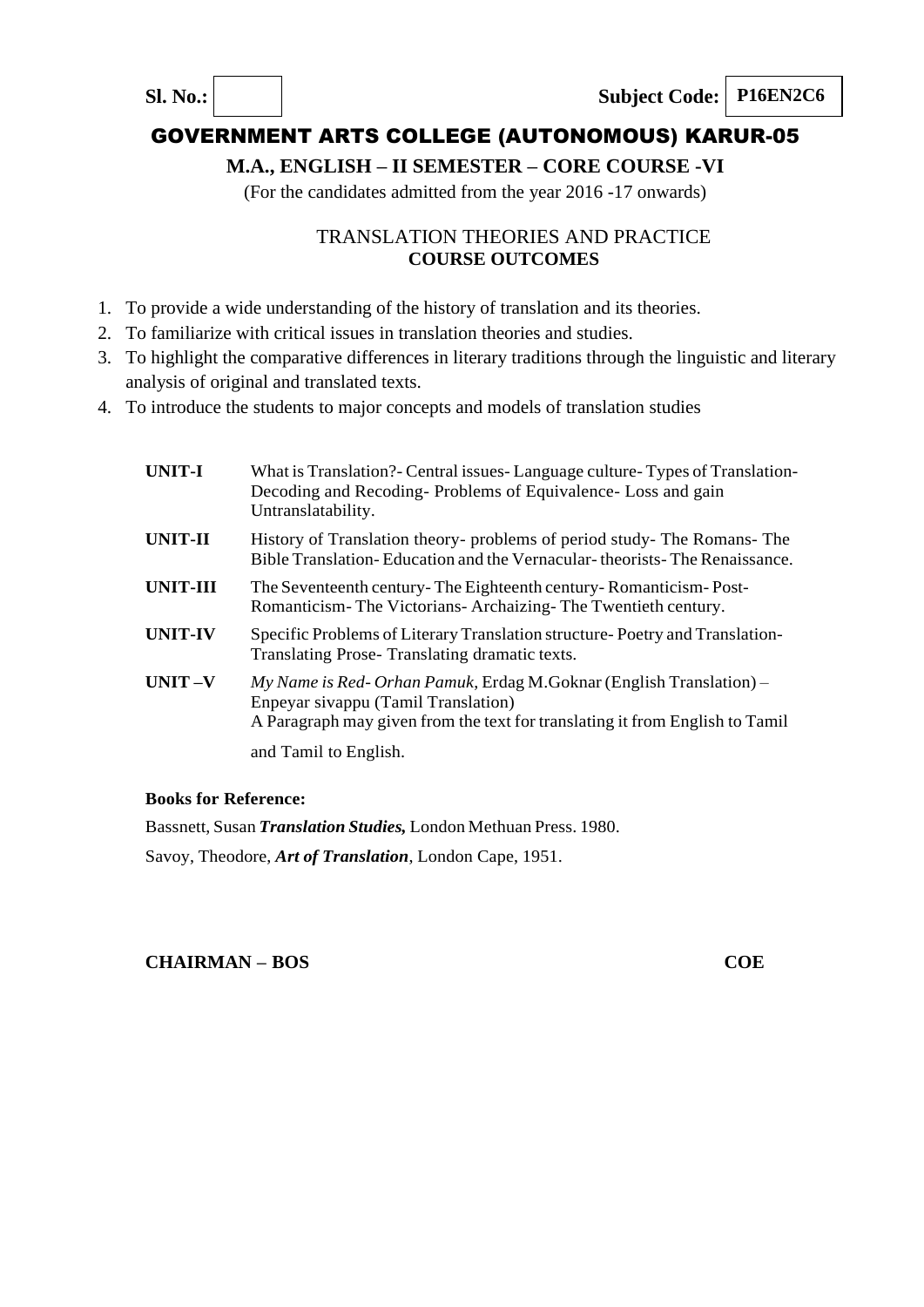**Sl. No.:** | **Subject Code:** **P16EN2C6**

# GOVERNMENT ARTS COLLEGE (AUTONOMOUS) KARUR-05

## M.A., ENGLISH – II SEMESTER – CORE COURSE -VI

(For the candidates admitted from the year 2016 -17 onwards)

### TRANSLATION THEORIES AND PRACTICE

**COURSE OUTCOMES**

1. To provide a wide understanding of the history of translation and its theories.
2. To familiarize with critical issues in translation theories and studies.
3. To highlight the comparative differences in literary traditions through the linguistic and literary analysis of original and translated texts.
4. To introduce the students to major concepts and models of translation studies

| | |
|---|---|
| **UNIT-I** | What is Translation?- Central issues- Language culture- Types of Translation- Decoding and Recoding- Problems of Equivalence- Loss and gain Untranslatability. |
| **UNIT-II** | History of Translation theory- problems of period study- The Romans- The Bible Translation- Education and the Vernacular- theorists- The Renaissance. |
| **UNIT-III** | The Seventeenth century- The Eighteenth century- Romanticism- Post-Romanticism- The Victorians- Archaizing- The Twentieth century. |
| **UNIT-IV** | Specific Problems of Literary Translation structure- Poetry and Translation- Translating Prose- Translating dramatic texts. |
| **UNIT –V** | *My Name is Red- Orhan Pamuk*, Erdag M.Goknar (English Translation) – Enpeyar sivappu (Tamil Translation) A Paragraph may given from the text for translating it from English to Tamil and Tamil to English. |

**Books for Reference:**

Bassnett, Susan ***Translation Studies,*** London Methuan Press. 1980.

Savoy, Theodore, ***Art of Translation***, London Cape, 1951.

**CHAIRMAN – BOS** **COE**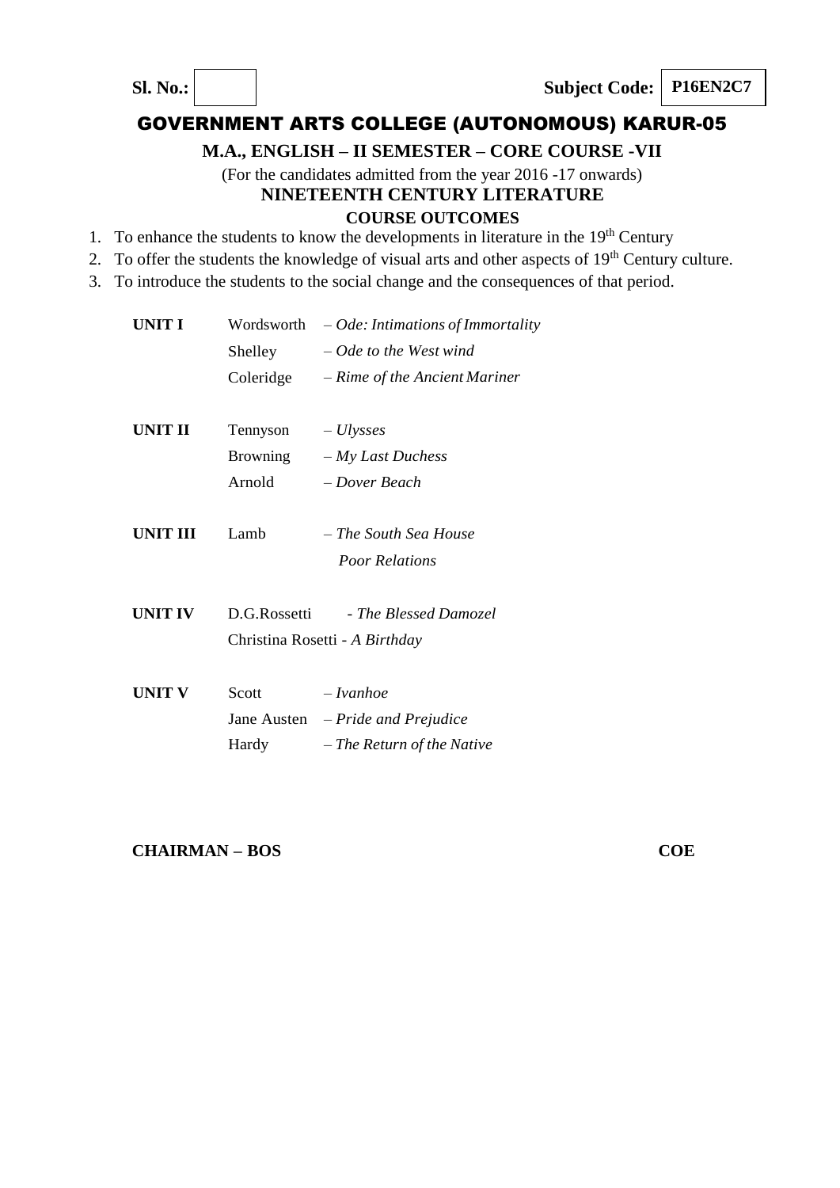**Sl. No.:** | **Subject Code: P16EN2C7**

# GOVERNMENT ARTS COLLEGE (AUTONOMOUS) KARUR-05

## M.A., ENGLISH – II SEMESTER – CORE COURSE -VII

(For the candidates admitted from the year 2016 -17 onwards)

## NINETEENTH CENTURY LITERATURE

### COURSE OUTCOMES

1. To enhance the students to know the developments in literature in the 19th Century
2. To offer the students the knowledge of visual arts and other aspects of 19th Century culture.
3. To introduce the students to the social change and the consequences of that period.

| | | |
|---|---|---|
| **UNIT I** | Wordsworth | – *Ode: Intimations of Immortality* |
| | Shelley | – *Ode to the West wind* |
| | Coleridge | – *Rime of the Ancient Mariner* |
| **UNIT II** | Tennyson | – *Ulysses* |
| | Browning | – *My Last Duchess* |
| | Arnold | – *Dover Beach* |
| **UNIT III** | Lamb | – *The South Sea House* |
| | | *Poor Relations* |
| **UNIT IV** | D.G.Rossetti | - *The Blessed Damozel* |
| | Christina Rosetti - *A Birthday* | |
| **UNIT V** | Scott | – *Ivanhoe* |
| | Jane Austen | – *Pride and Prejudice* |
| | Hardy | – *The Return of the Native* |

**CHAIRMAN – BOS** | **COE**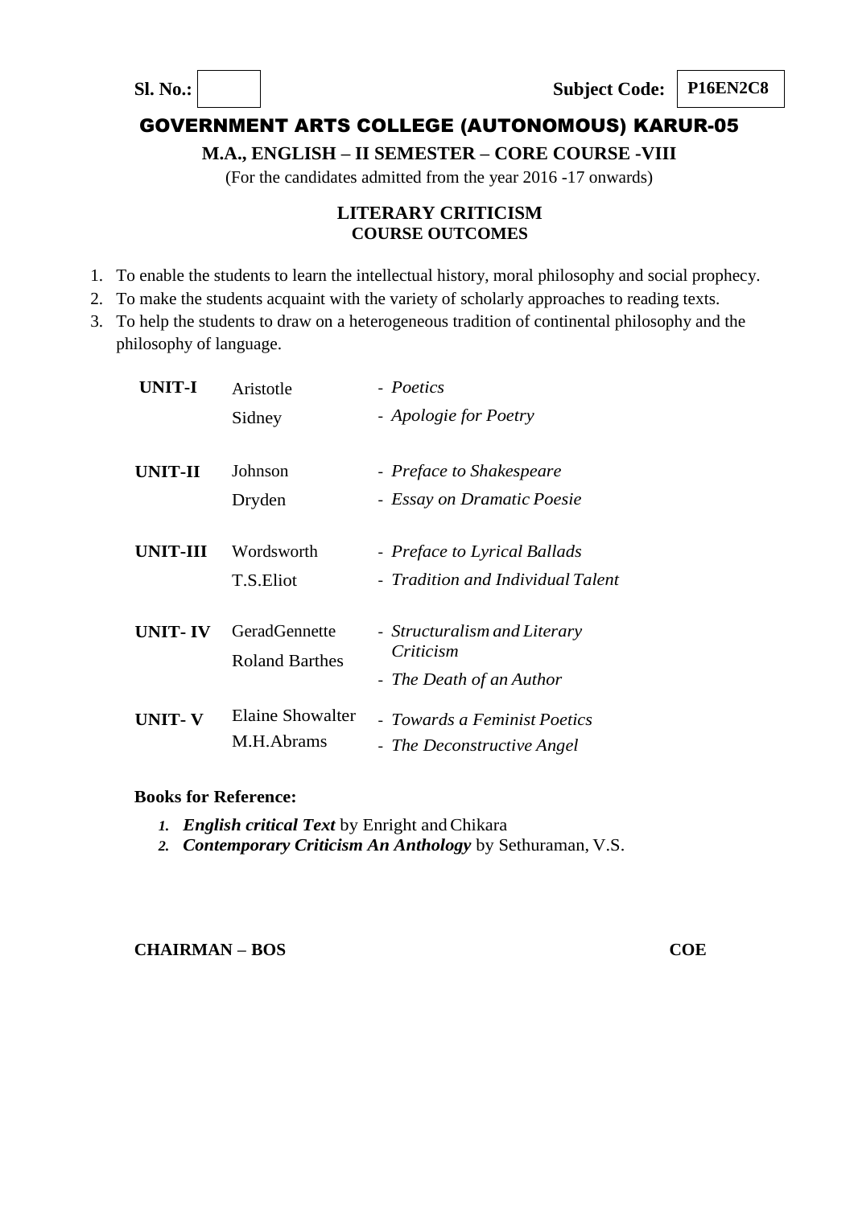**Sl. No.:** | **Subject Code: P16EN2C8**

# GOVERNMENT ARTS COLLEGE (AUTONOMOUS) KARUR-05

**M.A., ENGLISH – II SEMESTER – CORE COURSE -VIII**

(For the candidates admitted from the year 2016 -17 onwards)

## LITERARY CRITICISM

### COURSE OUTCOMES

1. To enable the students to learn the intellectual history, moral philosophy and social prophecy.
2. To make the students acquaint with the variety of scholarly approaches to reading texts.
3. To help the students to draw on a heterogeneous tradition of continental philosophy and the philosophy of language.

| | | |
|---|---|---|
| **UNIT-I** | Aristotle | - *Poetics* |
| | Sidney | - *Apologie for Poetry* |
| **UNIT-II** | Johnson | - *Preface to Shakespeare* |
| | Dryden | - *Essay on Dramatic Poesie* |
| **UNIT-III** | Wordsworth | - *Preface to Lyrical Ballads* |
| | T.S.Eliot | - *Tradition and Individual Talent* |
| **UNIT- IV** | GeradGennette | - *Structuralism and Literary Criticism* |
| | Roland Barthes | - *The Death of an Author* |
| **UNIT- V** | Elaine Showalter | - *Towards a Feminist Poetics* |
| | M.H.Abrams | - *The Deconstructive Angel* |

**Books for Reference:**

1. ***English critical Text*** by Enright and Chikara
2. ***Contemporary Criticism An Anthology*** by Sethuraman, V.S.

**CHAIRMAN – BOS** **COE**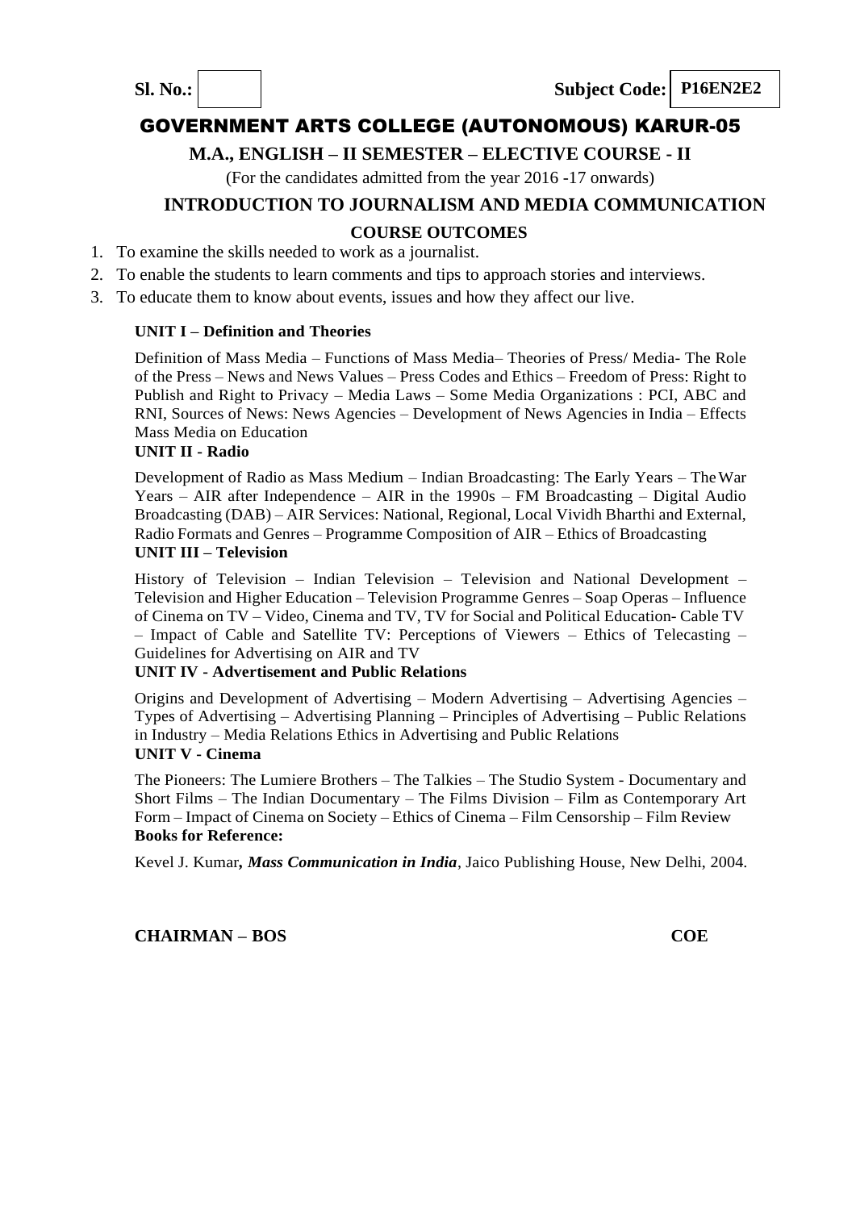**Sl. No.:** | **Subject Code: P16EN2E2**

# GOVERNMENT ARTS COLLEGE (AUTONOMOUS) KARUR-05

## M.A., ENGLISH – II SEMESTER – ELECTIVE COURSE - II

(For the candidates admitted from the year 2016 -17 onwards)

## INTRODUCTION TO JOURNALISM AND MEDIA COMMUNICATION

### COURSE OUTCOMES

1. To examine the skills needed to work as a journalist.
2. To enable the students to learn comments and tips to approach stories and interviews.
3. To educate them to know about events, issues and how they affect our live.

**UNIT I – Definition and Theories**

Definition of Mass Media – Functions of Mass Media– Theories of Press/ Media- The Role of the Press – News and News Values – Press Codes and Ethics – Freedom of Press: Right to Publish and Right to Privacy – Media Laws – Some Media Organizations : PCI, ABC and RNI, Sources of News: News Agencies – Development of News Agencies in India – Effects Mass Media on Education

**UNIT II - Radio**

Development of Radio as Mass Medium – Indian Broadcasting: The Early Years – TheWar Years – AIR after Independence – AIR in the 1990s – FM Broadcasting – Digital Audio Broadcasting (DAB) – AIR Services: National, Regional, Local Vividh Bharthi and External, Radio Formats and Genres – Programme Composition of AIR – Ethics of Broadcasting

**UNIT III – Television**

History of Television – Indian Television – Television and National Development – Television and Higher Education – Television Programme Genres – Soap Operas – Influence of Cinema on TV – Video, Cinema and TV, TV for Social and Political Education- Cable TV – Impact of Cable and Satellite TV: Perceptions of Viewers – Ethics of Telecasting – Guidelines for Advertising on AIR and TV

**UNIT IV - Advertisement and Public Relations**

Origins and Development of Advertising – Modern Advertising – Advertising Agencies – Types of Advertising – Advertising Planning – Principles of Advertising – Public Relations in Industry – Media Relations Ethics in Advertising and Public Relations

**UNIT V - Cinema**

The Pioneers: The Lumiere Brothers – The Talkies – The Studio System - Documentary and Short Films – The Indian Documentary – The Films Division – Film as Contemporary Art Form – Impact of Cinema on Society – Ethics of Cinema – Film Censorship – Film Review

**Books for Reference:**

Kevel J. Kumar***, Mass Communication in India***, Jaico Publishing House, New Delhi, 2004.

**CHAIRMAN – BOS** **COE**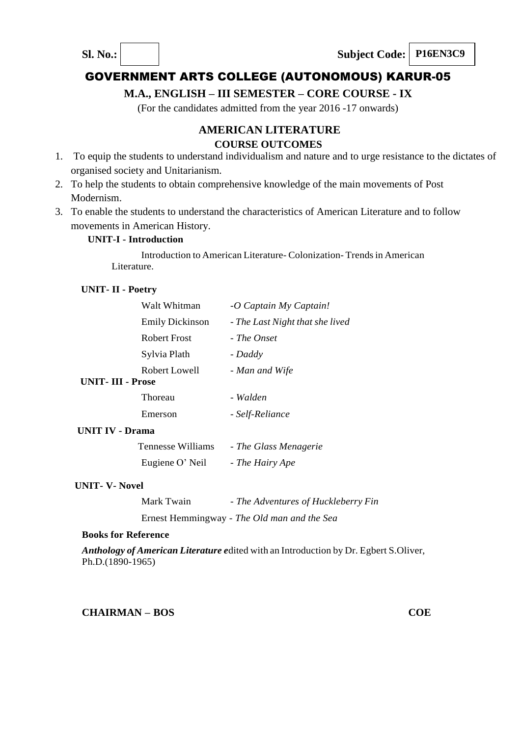**Sl. No.:** &nbsp;&nbsp;&nbsp;&nbsp;&nbsp;&nbsp;&nbsp;&nbsp;&nbsp;&nbsp;&nbsp;&nbsp;&nbsp;&nbsp;&nbsp;&nbsp;&nbsp;&nbsp;&nbsp;&nbsp;&nbsp;&nbsp;&nbsp;&nbsp;&nbsp;&nbsp;&nbsp;&nbsp;&nbsp;&nbsp;&nbsp;&nbsp;&nbsp;&nbsp;&nbsp;&nbsp;&nbsp;&nbsp;&nbsp;&nbsp; **Subject Code: P16EN3C9**

# GOVERNMENT ARTS COLLEGE (AUTONOMOUS) KARUR-05

## M.A., ENGLISH – III SEMESTER – CORE COURSE - IX

(For the candidates admitted from the year 2016 -17 onwards)

## AMERICAN LITERATURE

### COURSE OUTCOMES

1. To equip the students to understand individualism and nature and to urge resistance to the dictates of organised society and Unitarianism.
2. To help the students to obtain comprehensive knowledge of the main movements of Post Modernism.
3. To enable the students to understand the characteristics of American Literature and to follow movements in American History.

**UNIT-I - Introduction**

Introduction to American Literature- Colonization- Trends in American Literature.

**UNIT- II - Poetry**

Walt Whitman -*O Captain My Captain!*

Emily Dickinson - *The Last Night that she lived*

Robert Frost - *The Onset*

Sylvia Plath - *Daddy*

Robert Lowell - *Man and Wife*

**UNIT- III - Prose**

Thoreau - *Walden*

Emerson - *Self-Reliance*

**UNIT IV - Drama**

Tennesse Williams - *The Glass Menagerie*

Eugiene O' Neil - *The Hairy Ape*

**UNIT- V- Novel**

Mark Twain - *The Adventures of Huckleberry Fin*

Ernest Hemmingway - *The Old man and the Sea*

**Books for Reference**

***Anthology of American Literature e***dited with an Introduction by Dr. Egbert S.Oliver, Ph.D.(1890-1965)

**CHAIRMAN – BOS** &nbsp;&nbsp;&nbsp;&nbsp;&nbsp;&nbsp;&nbsp;&nbsp;&nbsp;&nbsp;&nbsp;&nbsp;&nbsp;&nbsp;&nbsp;&nbsp;&nbsp;&nbsp;&nbsp;&nbsp;&nbsp;&nbsp;&nbsp;&nbsp;&nbsp;&nbsp;&nbsp;&nbsp;&nbsp;&nbsp;&nbsp;&nbsp;&nbsp;&nbsp;&nbsp;&nbsp;&nbsp;&nbsp;&nbsp;&nbsp; **COE**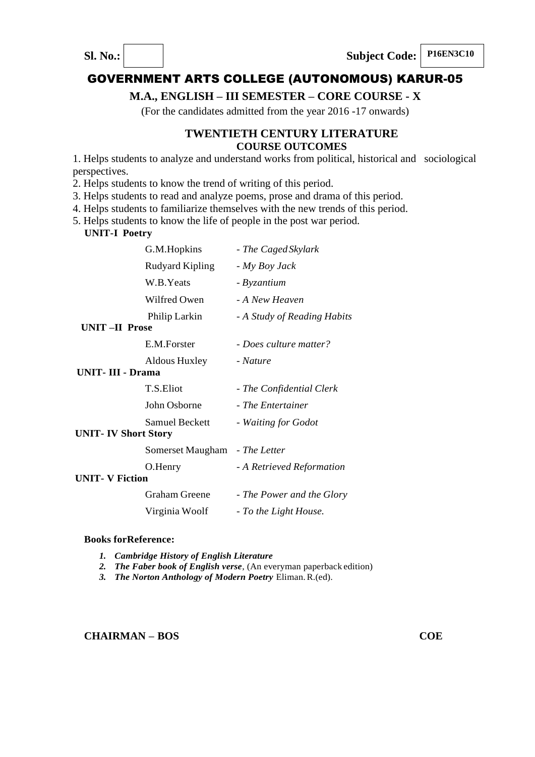**Sl. No.:** | **Subject Code:** **P16EN3C10**

# GOVERNMENT ARTS COLLEGE (AUTONOMOUS) KARUR-05

## M.A., ENGLISH – III SEMESTER – CORE COURSE - X

(For the candidates admitted from the year 2016 -17 onwards)

### TWENTIETH CENTURY LITERATURE

### COURSE OUTCOMES

1. Helps students to analyze and understand works from political, historical and sociological perspectives.
2. Helps students to know the trend of writing of this period.
3. Helps students to read and analyze poems, prose and drama of this period.
4. Helps students to familiarize themselves with the new trends of this period.
5. Helps students to know the life of people in the post war period.

**UNIT-I Poetry**

| | |
|---|---|
| G.M.Hopkins | - *The Caged Skylark* |
| Rudyard Kipling | - *My Boy Jack* |
| W.B.Yeats | - *Byzantium* |
| Wilfred Owen | - *A New Heaven* |
| Philip Larkin | - *A Study of Reading Habits* |

**UNIT –II Prose**

| | |
|---|---|
| E.M.Forster | - *Does culture matter?* |
| Aldous Huxley | - *Nature* |

**UNIT- III - Drama**

| | |
|---|---|
| T.S.Eliot | - *The Confidential Clerk* |
| John Osborne | - *The Entertainer* |
| Samuel Beckett | - *Waiting for Godot* |

**UNIT- IV Short Story**

| | |
|---|---|
| Somerset Maugham | - *The Letter* |
| O.Henry | - *A Retrieved Reformation* |

**UNIT- V Fiction**

| | |
|---|---|
| Graham Greene | - *The Power and the Glory* |
| Virginia Woolf | - *To the Light House.* |

**Books forReference:**

1. ***Cambridge History of English Literature***
2. ***The Faber book of English verse***, (An everyman paperback edition)
3. ***The Norton Anthology of Modern Poetry*** Eliman. R.(ed).

**CHAIRMAN – BOS** **COE**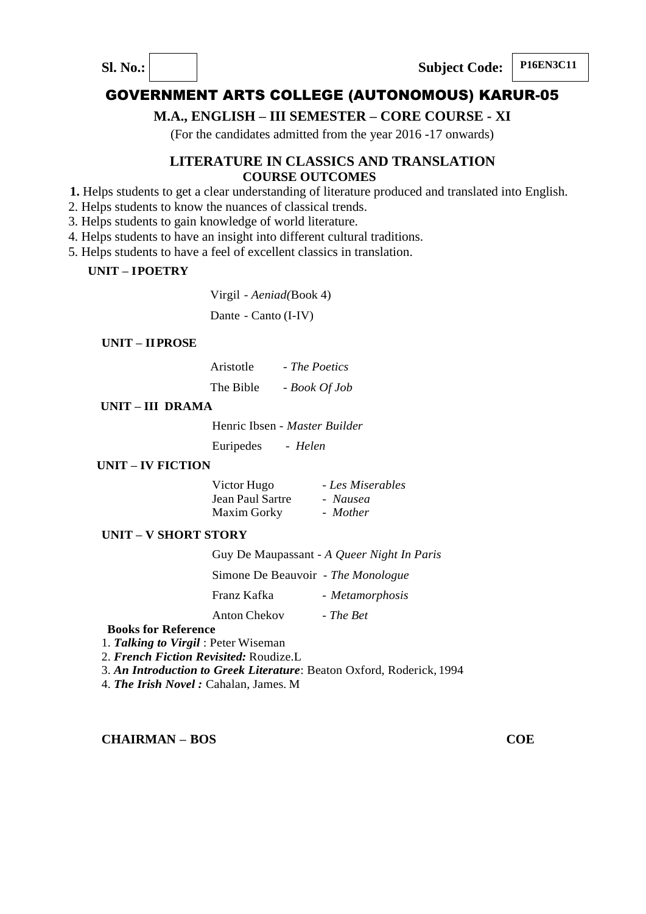**Sl. No.:** | **Subject Code:** **P16EN3C11**

# GOVERNMENT ARTS COLLEGE (AUTONOMOUS) KARUR-05

## M.A., ENGLISH – III SEMESTER – CORE COURSE - XI

(For the candidates admitted from the year 2016 -17 onwards)

### LITERATURE IN CLASSICS AND TRANSLATION

### COURSE OUTCOMES

1. Helps students to get a clear understanding of literature produced and translated into English.
2. Helps students to know the nuances of classical trends.
3. Helps students to gain knowledge of world literature.
4. Helps students to have an insight into different cultural traditions.
5. Helps students to have a feel of excellent classics in translation.

**UNIT – IPOETRY**

Virgil - *Aeniad(*Book 4)

Dante - Canto (I-IV)

**UNIT – IIPROSE**

Aristotle - *The Poetics*

The Bible - *Book Of Job*

**UNIT – III DRAMA**

Henric Ibsen - *Master Builder*

Euripedes - *Helen*

**UNIT – IV FICTION**

Victor Hugo - *Les Miserables*

Jean Paul Sartre - *Nausea*

Maxim Gorky - *Mother*

**UNIT – V SHORT STORY**

Guy De Maupassant - *A Queer Night In Paris*

Simone De Beauvoir - *The Monologue*

Franz Kafka - *Metamorphosis*

Anton Chekov - *The Bet*

**Books for Reference**

1. ***Talking to Virgil*** : Peter Wiseman
2. ***French Fiction Revisited:*** Roudize.L
3. ***An Introduction to Greek Literature***: Beaton Oxford, Roderick, 1994
4. ***The Irish Novel :*** Cahalan, James. M

**CHAIRMAN – BOS** **COE**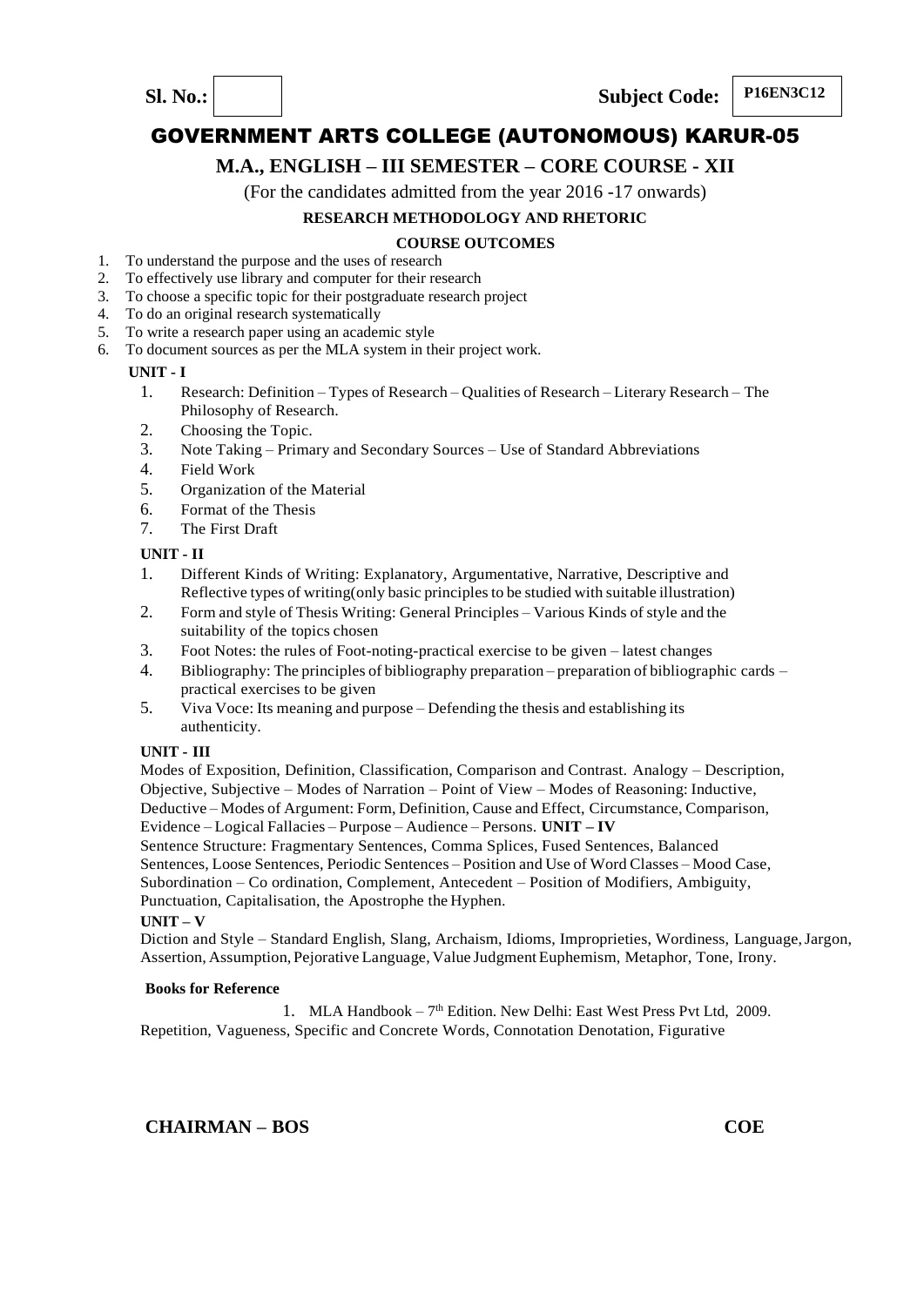**Sl. No.:** | **Subject Code:** **P16EN3C12**

# GOVERNMENT ARTS COLLEGE (AUTONOMOUS) KARUR-05

## M.A., ENGLISH – III SEMESTER – CORE COURSE - XII

(For the candidates admitted from the year 2016 -17 onwards)

### RESEARCH METHODOLOGY AND RHETORIC

**COURSE OUTCOMES**

1. To understand the purpose and the uses of research
2. To effectively use library and computer for their research
3. To choose a specific topic for their postgraduate research project
4. To do an original research systematically
5. To write a research paper using an academic style
6. To document sources as per the MLA system in their project work.

**UNIT - I**

1. Research: Definition – Types of Research – Qualities of Research – Literary Research – The Philosophy of Research.
2. Choosing the Topic.
3. Note Taking – Primary and Secondary Sources – Use of Standard Abbreviations
4. Field Work
5. Organization of the Material
6. Format of the Thesis
7. The First Draft

**UNIT - II**

1. Different Kinds of Writing: Explanatory, Argumentative, Narrative, Descriptive and Reflective types of writing(only basic principles to be studied with suitable illustration)
2. Form and style of Thesis Writing: General Principles – Various Kinds of style and the suitability of the topics chosen
3. Foot Notes: the rules of Foot-noting-practical exercise to be given – latest changes
4. Bibliography: The principles of bibliography preparation – preparation of bibliographic cards – practical exercises to be given
5. Viva Voce: Its meaning and purpose – Defending the thesis and establishing its authenticity.

**UNIT - III**

Modes of Exposition, Definition, Classification, Comparison and Contrast. Analogy – Description, Objective, Subjective – Modes of Narration – Point of View – Modes of Reasoning: Inductive, Deductive – Modes of Argument: Form, Definition, Cause and Effect, Circumstance, Comparison, Evidence – Logical Fallacies – Purpose – Audience – Persons. **UNIT – IV**

Sentence Structure: Fragmentary Sentences, Comma Splices, Fused Sentences, Balanced Sentences, Loose Sentences, Periodic Sentences – Position and Use of Word Classes – Mood Case, Subordination – Co ordination, Complement, Antecedent – Position of Modifiers, Ambiguity, Punctuation, Capitalisation, the Apostrophe the Hyphen.

**UNIT – V**

Diction and Style – Standard English, Slang, Archaism, Idioms, Improprieties, Wordiness, Language, Jargon, Assertion, Assumption, Pejorative Language, Value Judgment Euphemism, Metaphor, Tone, Irony.

**Books for Reference**

1. MLA Handbook – 7th Edition. New Delhi: East West Press Pvt Ltd, 2009.

Repetition, Vagueness, Specific and Concrete Words, Connotation Denotation, Figurative

**CHAIRMAN – BOS** **COE**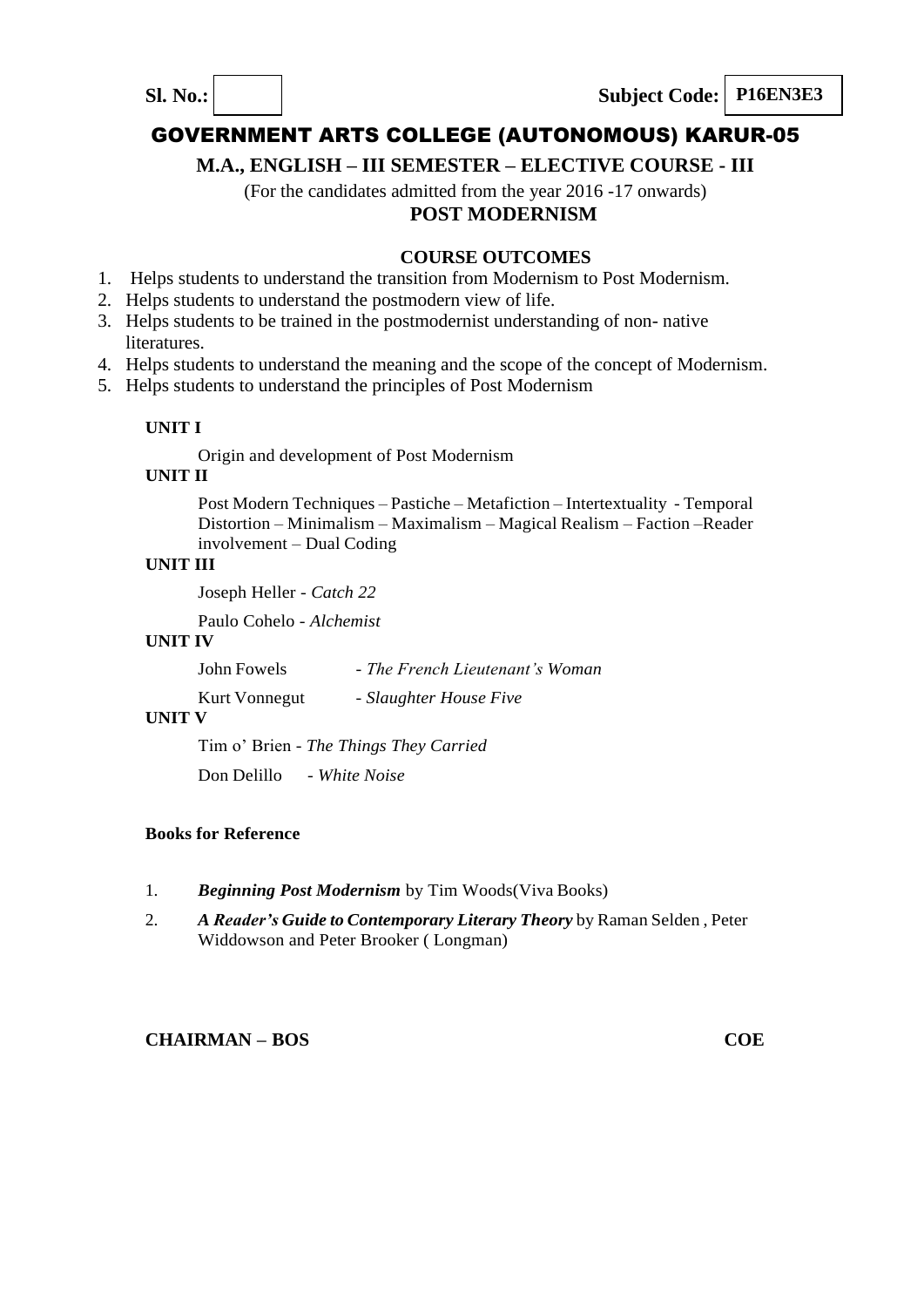**Sl. No.:** &nbsp;&nbsp;&nbsp;&nbsp;&nbsp;&nbsp;&nbsp;&nbsp;&nbsp;&nbsp;&nbsp;&nbsp;&nbsp;&nbsp;&nbsp;&nbsp;&nbsp;&nbsp;&nbsp;&nbsp;&nbsp;&nbsp;&nbsp;&nbsp;&nbsp;&nbsp;&nbsp;&nbsp;&nbsp;&nbsp;&nbsp;&nbsp;&nbsp;&nbsp;&nbsp;&nbsp;&nbsp;&nbsp;&nbsp;&nbsp;&nbsp;&nbsp;&nbsp;&nbsp;&nbsp; **Subject Code: P16EN3E3**

# GOVERNMENT ARTS COLLEGE (AUTONOMOUS) KARUR-05

## M.A., ENGLISH – III SEMESTER – ELECTIVE COURSE - III

(For the candidates admitted from the year 2016 -17 onwards)

## POST MODERNISM

### COURSE OUTCOMES

1. Helps students to understand the transition from Modernism to Post Modernism.
2. Helps students to understand the postmodern view of life.
3. Helps students to be trained in the postmodernist understanding of non- native literatures.
4. Helps students to understand the meaning and the scope of the concept of Modernism.
5. Helps students to understand the principles of Post Modernism

**UNIT I**

Origin and development of Post Modernism

**UNIT II**

Post Modern Techniques – Pastiche – Metafiction – Intertextuality - Temporal Distortion – Minimalism – Maximalism – Magical Realism – Faction –Reader involvement – Dual Coding

**UNIT III**

Joseph Heller - *Catch 22*

Paulo Cohelo - *Alchemist*

**UNIT IV**

John Fowels - *The French Lieutenant's Woman*

Kurt Vonnegut - *Slaughter House Five*

**UNIT V**

Tim o' Brien - *The Things They Carried*

Don Delillo - *White Noise*

**Books for Reference**

1. ***Beginning Post Modernism*** by Tim Woods(Viva Books)
2. ***A Reader's Guide to Contemporary Literary Theory*** by Raman Selden , Peter Widdowson and Peter Brooker ( Longman)

**CHAIRMAN – BOS** &nbsp;&nbsp;&nbsp;&nbsp;&nbsp;&nbsp;&nbsp;&nbsp;&nbsp;&nbsp;&nbsp;&nbsp;&nbsp;&nbsp;&nbsp;&nbsp;&nbsp;&nbsp;&nbsp;&nbsp;&nbsp;&nbsp;&nbsp;&nbsp;&nbsp;&nbsp;&nbsp;&nbsp;&nbsp;&nbsp;&nbsp;&nbsp;&nbsp;&nbsp;&nbsp;&nbsp;&nbsp;&nbsp;&nbsp;&nbsp; **COE**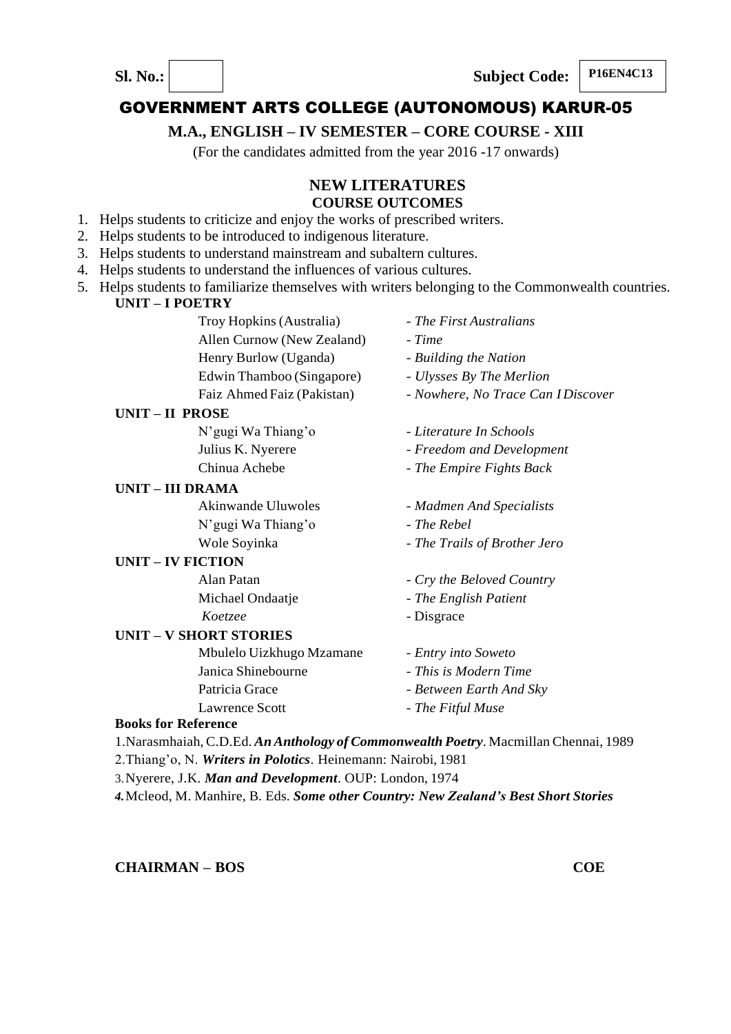**Sl. No.:** | **Subject Code:** P16EN4C13

# GOVERNMENT ARTS COLLEGE (AUTONOMOUS) KARUR-05

## M.A., ENGLISH – IV SEMESTER – CORE COURSE - XIII

(For the candidates admitted from the year 2016 -17 onwards)

## NEW LITERATURES

### COURSE OUTCOMES

1. Helps students to criticize and enjoy the works of prescribed writers.
2. Helps students to be introduced to indigenous literature.
3. Helps students to understand mainstream and subaltern cultures.
4. Helps students to understand the influences of various cultures.
5. Helps students to familiarize themselves with writers belonging to the Commonwealth countries.

**UNIT – I POETRY**

| | |
|---|---|
| Troy Hopkins (Australia) | - *The First Australians* |
| Allen Curnow (New Zealand) | - *Time* |
| Henry Burlow (Uganda) | - *Building the Nation* |
| Edwin Thamboo (Singapore) | - *Ulysses By The Merlion* |
| Faiz Ahmed Faiz (Pakistan) | - *Nowhere, No Trace Can I Discover* |

**UNIT – II PROSE**

| | |
|---|---|
| N'gugi Wa Thiang'o | - *Literature In Schools* |
| Julius K. Nyerere | - *Freedom and Development* |
| Chinua Achebe | - *The Empire Fights Back* |

**UNIT – III DRAMA**

| | |
|---|---|
| Akinwande Uluwoles | - *Madmen And Specialists* |
| N'gugi Wa Thiang'o | - *The Rebel* |
| Wole Soyinka | - *The Trails of Brother Jero* |

**UNIT – IV FICTION**

| | |
|---|---|
| Alan Patan | - *Cry the Beloved Country* |
| Michael Ondaatje | - *The English Patient* |
| *Koetzee* | - Disgrace |

**UNIT – V SHORT STORIES**

| | |
|---|---|
| Mbulelo Uizkhugo Mzamane | - *Entry into Soweto* |
| Janica Shinebourne | - *This is Modern Time* |
| Patricia Grace | - *Between Earth And Sky* |
| Lawrence Scott | - *The Fitful Muse* |

**Books for Reference**

1. Narasmhaiah, C.D.Ed. ***An Anthology of Commonwealth Poetry***. Macmillan Chennai, 1989
2. Thiang'o, N. ***Writers in Polotics***. Heinemann: Nairobi, 1981
3. Nyerere, J.K. ***Man and Development***. OUP: London, 1974
4. Mcleod, M. Manhire, B. Eds. ***Some other Country: New Zealand's Best Short Stories***

**CHAIRMAN – BOS** | **COE**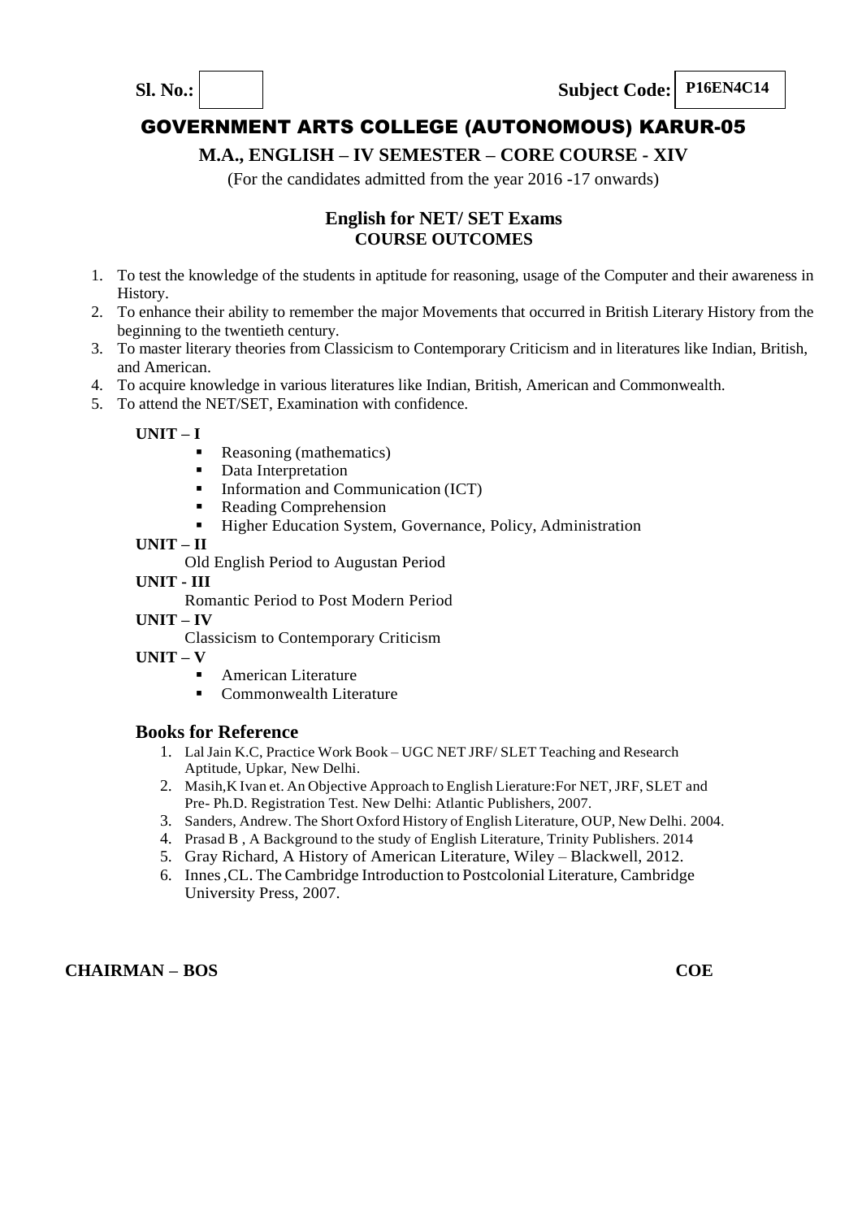**Sl. No.:** &nbsp;&nbsp;&nbsp;&nbsp;&nbsp;&nbsp;&nbsp;&nbsp;&nbsp;&nbsp;&nbsp;&nbsp;&nbsp;&nbsp;&nbsp;&nbsp;&nbsp;&nbsp;&nbsp;&nbsp;&nbsp;&nbsp;&nbsp;&nbsp;&nbsp;&nbsp;&nbsp;&nbsp;&nbsp;&nbsp;&nbsp;&nbsp;&nbsp;&nbsp;&nbsp;&nbsp;&nbsp;&nbsp;&nbsp;&nbsp; **Subject Code: P16EN4C14**

# GOVERNMENT ARTS COLLEGE (AUTONOMOUS) KARUR-05

## M.A., ENGLISH – IV SEMESTER – CORE COURSE - XIV

(For the candidates admitted from the year 2016 -17 onwards)

### English for NET/ SET Exams
### COURSE OUTCOMES

1. To test the knowledge of the students in aptitude for reasoning, usage of the Computer and their awareness in History.
2. To enhance their ability to remember the major Movements that occurred in British Literary History from the beginning to the twentieth century.
3. To master literary theories from Classicism to Contemporary Criticism and in literatures like Indian, British, and American.
4. To acquire knowledge in various literatures like Indian, British, American and Commonwealth.
5. To attend the NET/SET, Examination with confidence.

**UNIT – I**

- Reasoning (mathematics)
- Data Interpretation
- Information and Communication (ICT)
- Reading Comprehension
- Higher Education System, Governance, Policy, Administration

**UNIT – II**

Old English Period to Augustan Period

**UNIT - III**

Romantic Period to Post Modern Period

**UNIT – IV**

Classicism to Contemporary Criticism

**UNIT – V**

- American Literature
- Commonwealth Literature

### Books for Reference

1. Lal Jain K.C, Practice Work Book – UGC NET JRF/ SLET Teaching and Research Aptitude, Upkar, New Delhi.
2. Masih,K Ivan et. An Objective Approach to English Lierature:For NET, JRF, SLET and Pre- Ph.D. Registration Test. New Delhi: Atlantic Publishers, 2007.
3. Sanders, Andrew. The Short Oxford History of English Literature, OUP, New Delhi. 2004.
4. Prasad B , A Background to the study of English Literature, Trinity Publishers. 2014
5. Gray Richard, A History of American Literature, Wiley – Blackwell, 2012.
6. Innes ,CL. The Cambridge Introduction to Postcolonial Literature, Cambridge University Press, 2007.

**CHAIRMAN – BOS** &nbsp;&nbsp;&nbsp;&nbsp;&nbsp;&nbsp;&nbsp;&nbsp;&nbsp;&nbsp;&nbsp;&nbsp;&nbsp;&nbsp;&nbsp;&nbsp;&nbsp;&nbsp;&nbsp;&nbsp;&nbsp;&nbsp;&nbsp;&nbsp;&nbsp;&nbsp;&nbsp;&nbsp;&nbsp;&nbsp;&nbsp;&nbsp;&nbsp;&nbsp;&nbsp;&nbsp;&nbsp;&nbsp;&nbsp;&nbsp; **COE**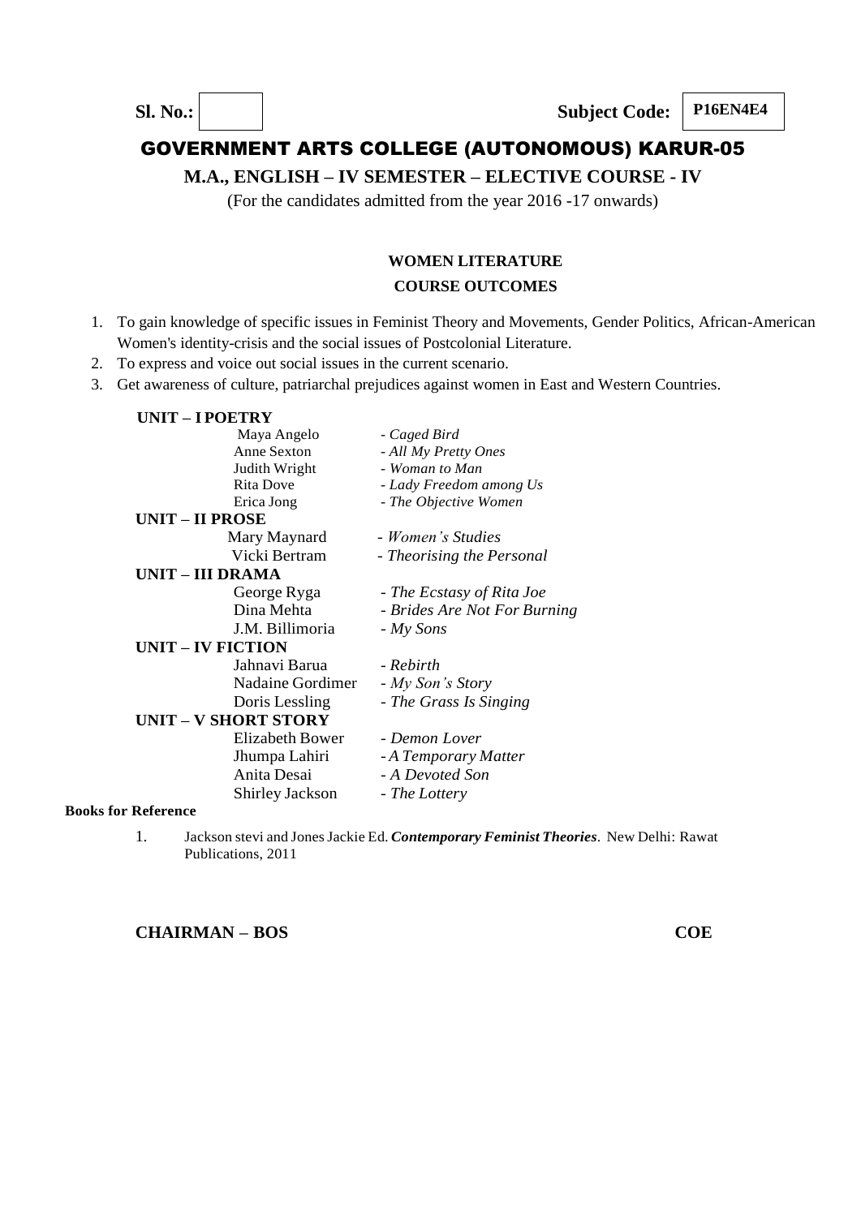**Sl. No.:** &nbsp;&nbsp;&nbsp;&nbsp;&nbsp;&nbsp;&nbsp;&nbsp;&nbsp;&nbsp; **Subject Code: P16EN4E4**

# GOVERNMENT ARTS COLLEGE (AUTONOMOUS) KARUR-05

## M.A., ENGLISH – IV SEMESTER – ELECTIVE COURSE - IV

(For the candidates admitted from the year 2016 -17 onwards)

### WOMEN LITERATURE

### COURSE OUTCOMES

1. To gain knowledge of specific issues in Feminist Theory and Movements, Gender Politics, African-American Women's identity-crisis and the social issues of Postcolonial Literature.
2. To express and voice out social issues in the current scenario.
3. Get awareness of culture, patriarchal prejudices against women in East and Western Countries.

**UNIT – I POETRY**

| | |
|---|---|
| Maya Angelo | *- Caged Bird* |
| Anne Sexton | *- All My Pretty Ones* |
| Judith Wright | *- Woman to Man* |
| Rita Dove | *- Lady Freedom among Us* |
| Erica Jong | *- The Objective Women* |

**UNIT – II PROSE**

| | |
|---|---|
| Mary Maynard | *- Women's Studies* |
| Vicki Bertram | *- Theorising the Personal* |

**UNIT – III DRAMA**

| | |
|---|---|
| George Ryga | *- The Ecstasy of Rita Joe* |
| Dina Mehta | *- Brides Are Not For Burning* |
| J.M. Billimoria | *- My Sons* |

**UNIT – IV FICTION**

| | |
|---|---|
| Jahnavi Barua | *- Rebirth* |
| Nadaine Gordimer | *- My Son's Story* |
| Doris Lessling | *- The Grass Is Singing* |

**UNIT – V SHORT STORY**

| | |
|---|---|
| Elizabeth Bower | *- Demon Lover* |
| Jhumpa Lahiri | *- A Temporary Matter* |
| Anita Desai | *- A Devoted Son* |
| Shirley Jackson | *- The Lottery* |

**Books for Reference**

1. Jackson stevi and Jones Jackie Ed. ***Contemporary Feminist Theories***. New Delhi: Rawat Publications, 2011

**CHAIRMAN – BOS** &nbsp;&nbsp;&nbsp;&nbsp;&nbsp;&nbsp;&nbsp;&nbsp;&nbsp;&nbsp; **COE**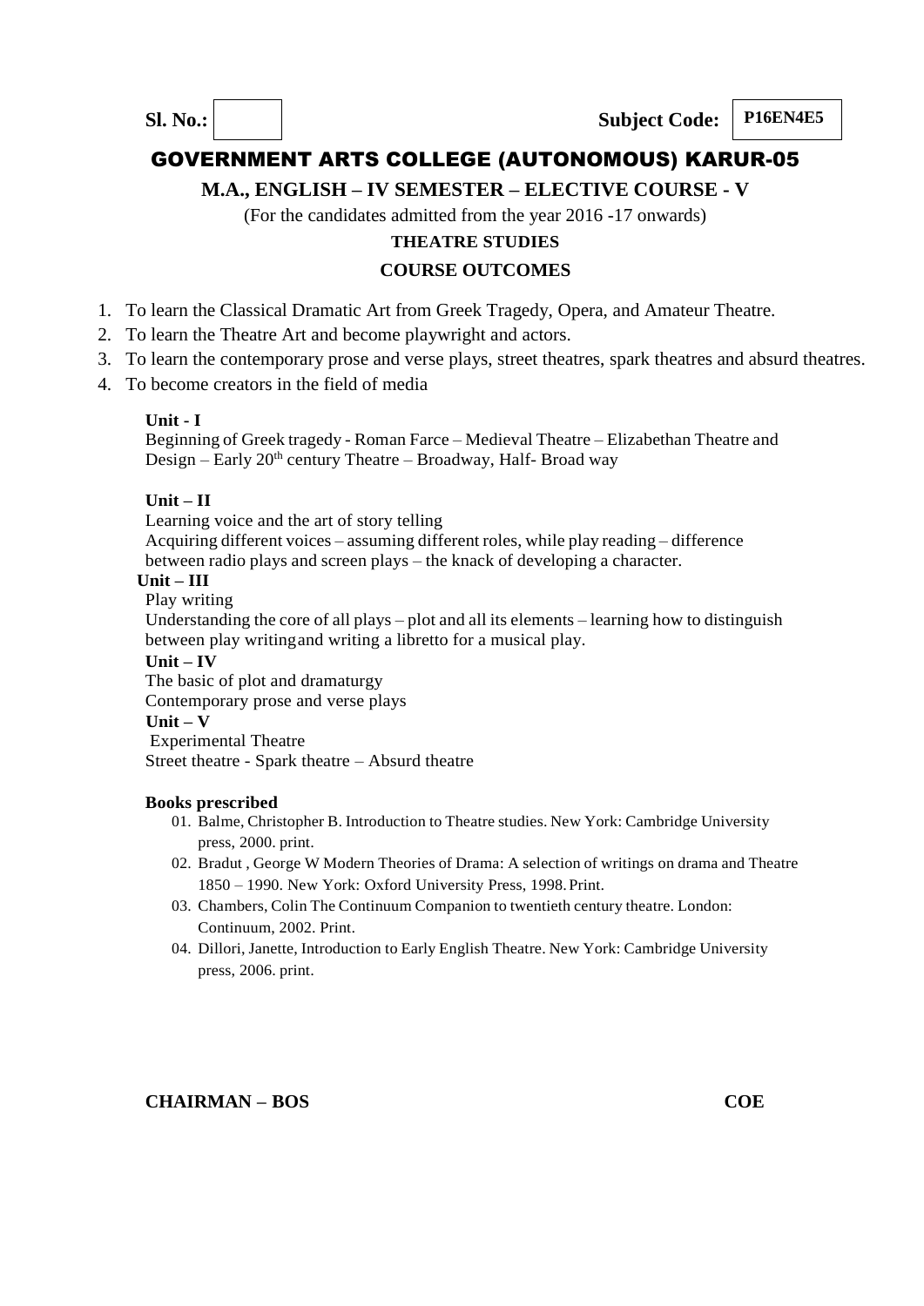**Sl. No.:** | | **Subject Code:** **P16EN4E5**

# GOVERNMENT ARTS COLLEGE (AUTONOMOUS) KARUR-05

## M.A., ENGLISH – IV SEMESTER – ELECTIVE COURSE - V

(For the candidates admitted from the year 2016 -17 onwards)

### THEATRE STUDIES

### COURSE OUTCOMES

1. To learn the Classical Dramatic Art from Greek Tragedy, Opera, and Amateur Theatre.
2. To learn the Theatre Art and become playwright and actors.
3. To learn the contemporary prose and verse plays, street theatres, spark theatres and absurd theatres.
4. To become creators in the field of media

**Unit - I**

Beginning of Greek tragedy - Roman Farce – Medieval Theatre – Elizabethan Theatre and Design – Early 20th century Theatre – Broadway, Half- Broad way

**Unit – II**

Learning voice and the art of story telling

Acquiring different voices – assuming different roles, while play reading – difference between radio plays and screen plays – the knack of developing a character.

**Unit – III**

Play writing

Understanding the core of all plays – plot and all its elements – learning how to distinguish between play writing and writing a libretto for a musical play.

**Unit – IV**

The basic of plot and dramaturgy

Contemporary prose and verse plays

**Unit – V**

Experimental Theatre

Street theatre - Spark theatre – Absurd theatre

**Books prescribed**

01. Balme, Christopher B. Introduction to Theatre studies. New York: Cambridge University press, 2000. print.
02. Bradut , George W Modern Theories of Drama: A selection of writings on drama and Theatre 1850 – 1990. New York: Oxford University Press, 1998. Print.
03. Chambers, Colin The Continuum Companion to twentieth century theatre. London: Continuum, 2002. Print.
04. Dillori, Janette, Introduction to Early English Theatre. New York: Cambridge University press, 2006. print.

**CHAIRMAN – BOS** **COE**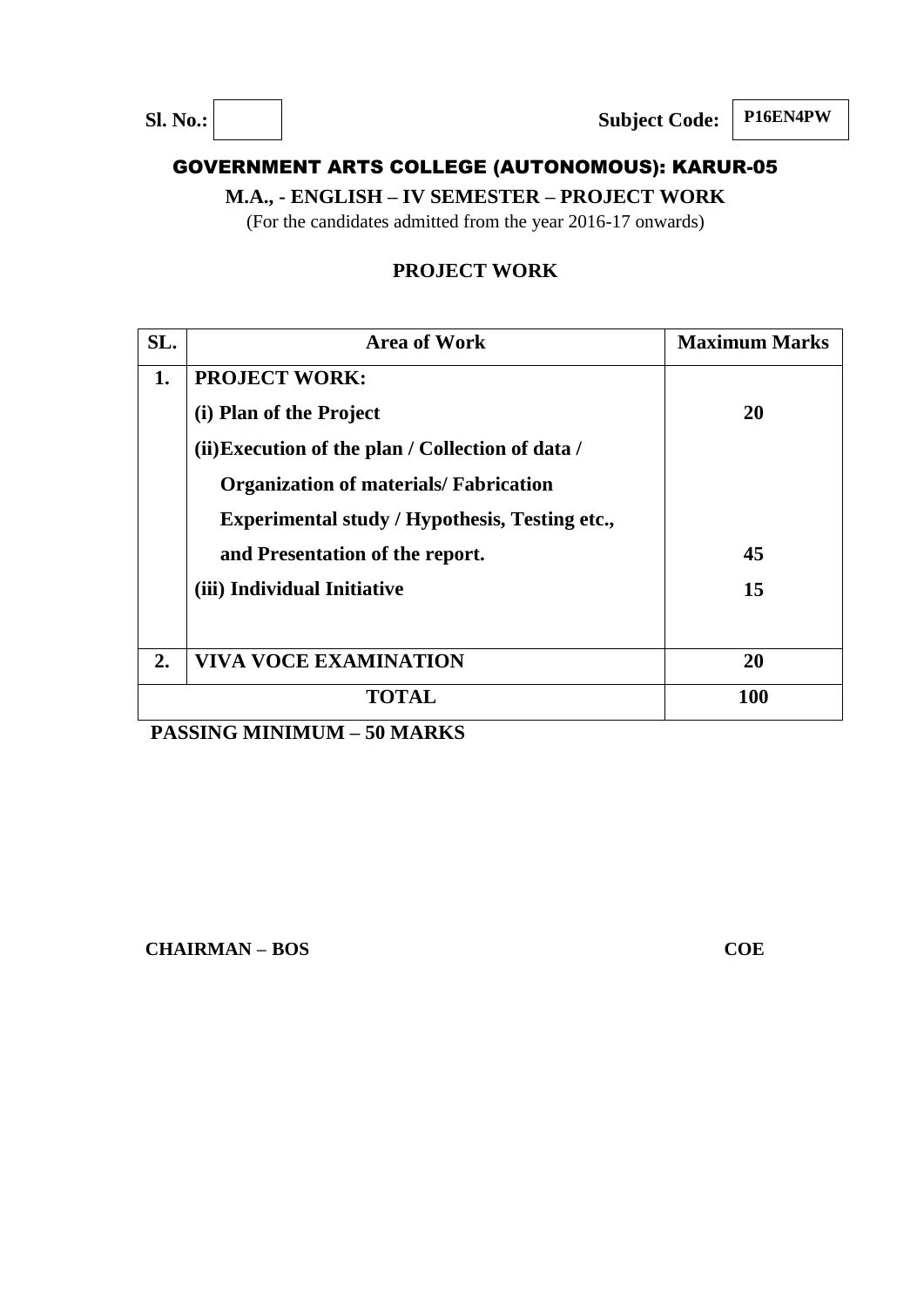**Sl. No.:** &nbsp;&nbsp;&nbsp;&nbsp;&nbsp;&nbsp;&nbsp;&nbsp;&nbsp;&nbsp;&nbsp;&nbsp;&nbsp;&nbsp;&nbsp;&nbsp;&nbsp;&nbsp;&nbsp;&nbsp;&nbsp;&nbsp;&nbsp;&nbsp;&nbsp;&nbsp;&nbsp;&nbsp;&nbsp;&nbsp; **Subject Code: P16EN4PW**

## GOVERNMENT ARTS COLLEGE (AUTONOMOUS): KARUR-05

**M.A., - ENGLISH – IV SEMESTER – PROJECT WORK**

(For the candidates admitted from the year 2016-17 onwards)

### PROJECT WORK

| SL. | Area of Work | Maximum Marks |
|---|---|---|
| 1. | **PROJECT WORK:** | |
| | **(i) Plan of the Project** | **20** |
| | **(ii)Execution of the plan / Collection of data / Organization of materials/ Fabrication Experimental study / Hypothesis, Testing etc., and Presentation of the report.** | **45** |
| | **(iii) Individual Initiative** | **15** |
| 2. | **VIVA VOCE EXAMINATION** | **20** |
| | **TOTAL** | **100** |

**PASSING MINIMUM – 50 MARKS**

**CHAIRMAN – BOS** &nbsp;&nbsp;&nbsp;&nbsp;&nbsp;&nbsp;&nbsp;&nbsp;&nbsp;&nbsp;&nbsp;&nbsp;&nbsp;&nbsp;&nbsp;&nbsp;&nbsp;&nbsp;&nbsp;&nbsp;&nbsp;&nbsp;&nbsp;&nbsp;&nbsp;&nbsp;&nbsp;&nbsp;&nbsp;&nbsp; **COE**